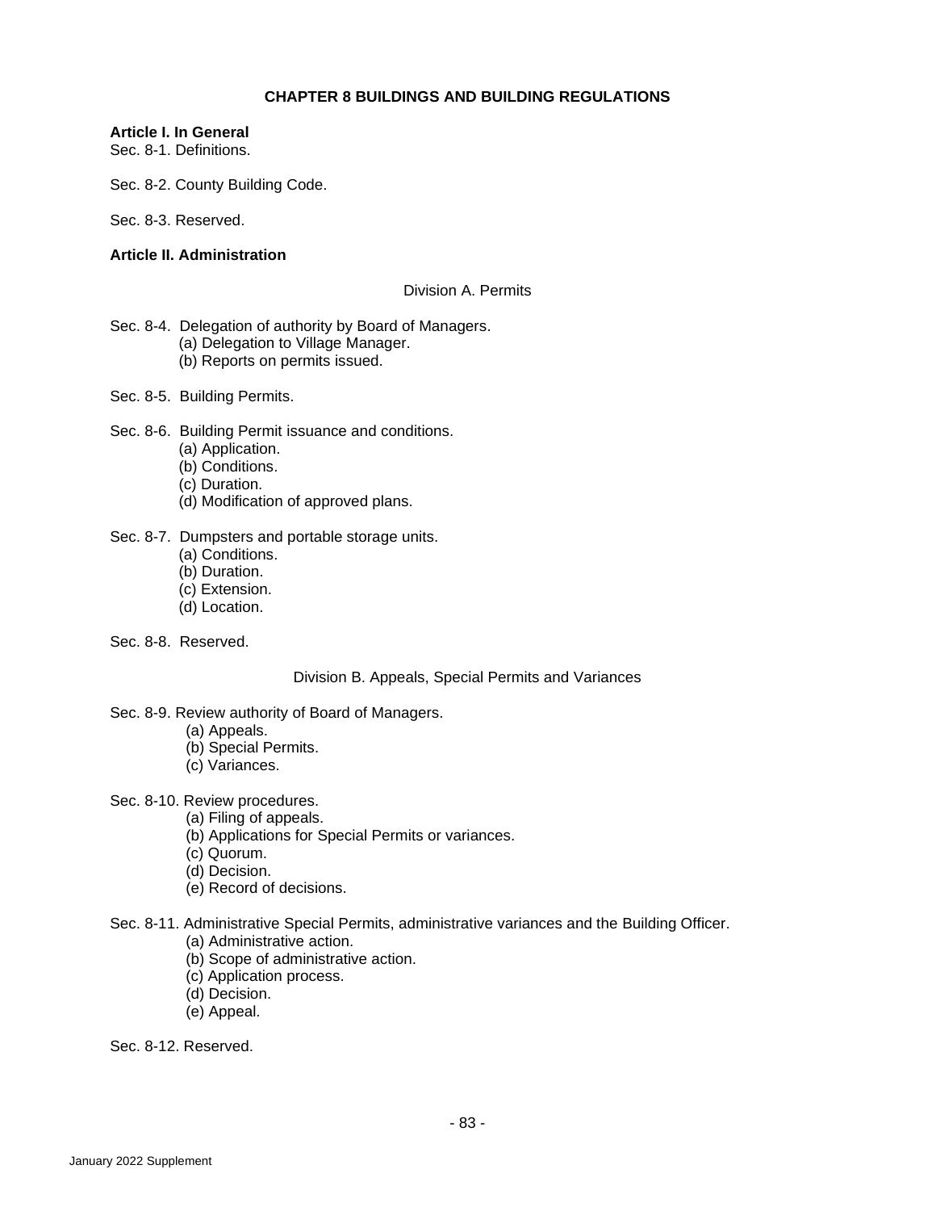# CHAPTER 8 BUILDINGS AND BUILDING REGULATIONS

**Article I. In General**

Sec. 8-1. Definitions.

Sec. 8-2. County Building Code.

Sec. 8-3. Reserved.

**Article II. Administration**

Division A. Permits

Sec. 8-4. Delegation of authority by Board of Managers.
- (a) Delegation to Village Manager.
- (b) Reports on permits issued.

Sec. 8-5. Building Permits.

Sec. 8-6. Building Permit issuance and conditions.
- (a) Application.
- (b) Conditions.
- (c) Duration.
- (d) Modification of approved plans.

Sec. 8-7. Dumpsters and portable storage units.
- (a) Conditions.
- (b) Duration.
- (c) Extension.
- (d) Location.

Sec. 8-8. Reserved.

Division B. Appeals, Special Permits and Variances

Sec. 8-9. Review authority of Board of Managers.
- (a) Appeals.
- (b) Special Permits.
- (c) Variances.

Sec. 8-10. Review procedures.
- (a) Filing of appeals.
- (b) Applications for Special Permits or variances.
- (c) Quorum.
- (d) Decision.
- (e) Record of decisions.

Sec. 8-11. Administrative Special Permits, administrative variances and the Building Officer.
- (a) Administrative action.
- (b) Scope of administrative action.
- (c) Application process.
- (d) Decision.
- (e) Appeal.

Sec. 8-12. Reserved.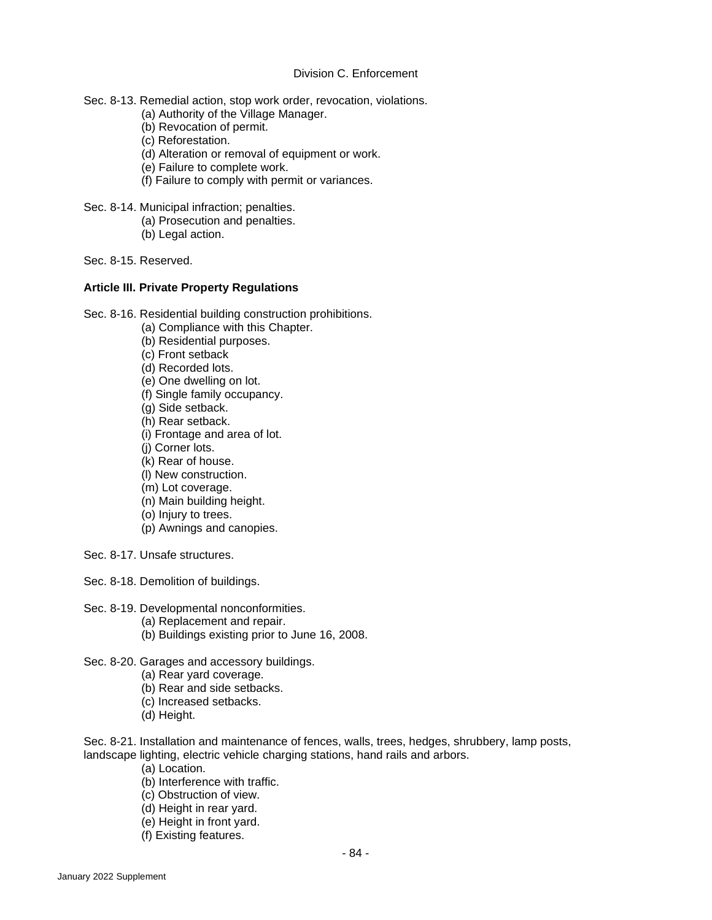Division C. Enforcement

Sec. 8-13. Remedial action, stop work order, revocation, violations.

- (a) Authority of the Village Manager.
- (b) Revocation of permit.
- (c) Reforestation.
- (d) Alteration or removal of equipment or work.
- (e) Failure to complete work.
- (f) Failure to comply with permit or variances.

Sec. 8-14. Municipal infraction; penalties.

- (a) Prosecution and penalties.
- (b) Legal action.

Sec. 8-15. Reserved.

**Article III. Private Property Regulations**

Sec. 8-16. Residential building construction prohibitions.

- (a) Compliance with this Chapter.
- (b) Residential purposes.
- (c) Front setback
- (d) Recorded lots.
- (e) One dwelling on lot.
- (f) Single family occupancy.
- (g) Side setback.
- (h) Rear setback.
- (i) Frontage and area of lot.
- (j) Corner lots.
- (k) Rear of house.
- (l) New construction.
- (m) Lot coverage.
- (n) Main building height.
- (o) Injury to trees.
- (p) Awnings and canopies.

Sec. 8-17. Unsafe structures.

Sec. 8-18. Demolition of buildings.

Sec. 8-19. Developmental nonconformities.

- (a) Replacement and repair.
- (b) Buildings existing prior to June 16, 2008.

Sec. 8-20. Garages and accessory buildings.

- (a) Rear yard coverage.
- (b) Rear and side setbacks.
- (c) Increased setbacks.
- (d) Height.

Sec. 8-21. Installation and maintenance of fences, walls, trees, hedges, shrubbery, lamp posts, landscape lighting, electric vehicle charging stations, hand rails and arbors.

- (a) Location.
- (b) Interference with traffic.
- (c) Obstruction of view.
- (d) Height in rear yard.
- (e) Height in front yard.
- (f) Existing features.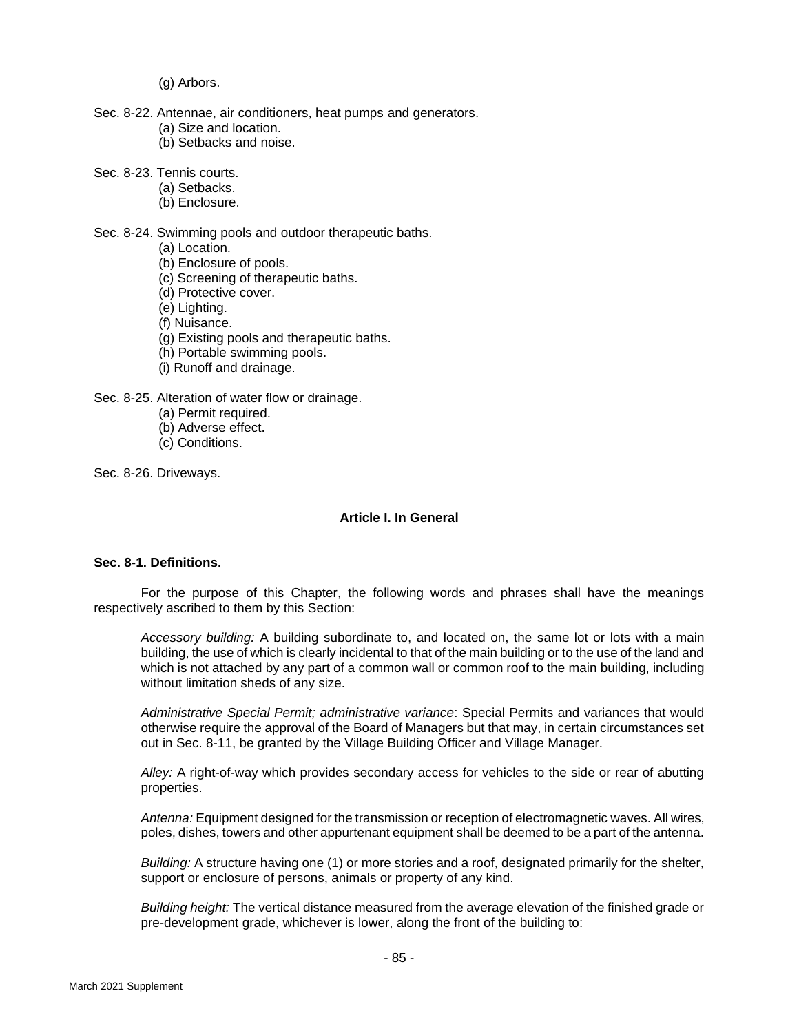(g) Arbors.

Sec. 8-22. Antennae, air conditioners, heat pumps and generators.
- (a) Size and location.
- (b) Setbacks and noise.

Sec. 8-23. Tennis courts.
- (a) Setbacks.
- (b) Enclosure.

Sec. 8-24. Swimming pools and outdoor therapeutic baths.
- (a) Location.
- (b) Enclosure of pools.
- (c) Screening of therapeutic baths.
- (d) Protective cover.
- (e) Lighting.
- (f) Nuisance.
- (g) Existing pools and therapeutic baths.
- (h) Portable swimming pools.
- (i) Runoff and drainage.

Sec. 8-25. Alteration of water flow or drainage.
- (a) Permit required.
- (b) Adverse effect.
- (c) Conditions.

Sec. 8-26. Driveways.

## Article I. In General

### Sec. 8-1. Definitions.

For the purpose of this Chapter, the following words and phrases shall have the meanings respectively ascribed to them by this Section:

*Accessory building:* A building subordinate to, and located on, the same lot or lots with a main building, the use of which is clearly incidental to that of the main building or to the use of the land and which is not attached by any part of a common wall or common roof to the main building, including without limitation sheds of any size.

*Administrative Special Permit; administrative variance*: Special Permits and variances that would otherwise require the approval of the Board of Managers but that may, in certain circumstances set out in Sec. 8-11, be granted by the Village Building Officer and Village Manager.

*Alley:* A right-of-way which provides secondary access for vehicles to the side or rear of abutting properties.

*Antenna:* Equipment designed for the transmission or reception of electromagnetic waves. All wires, poles, dishes, towers and other appurtenant equipment shall be deemed to be a part of the antenna.

*Building:* A structure having one (1) or more stories and a roof, designated primarily for the shelter, support or enclosure of persons, animals or property of any kind.

*Building height:* The vertical distance measured from the average elevation of the finished grade or pre-development grade, whichever is lower, along the front of the building to: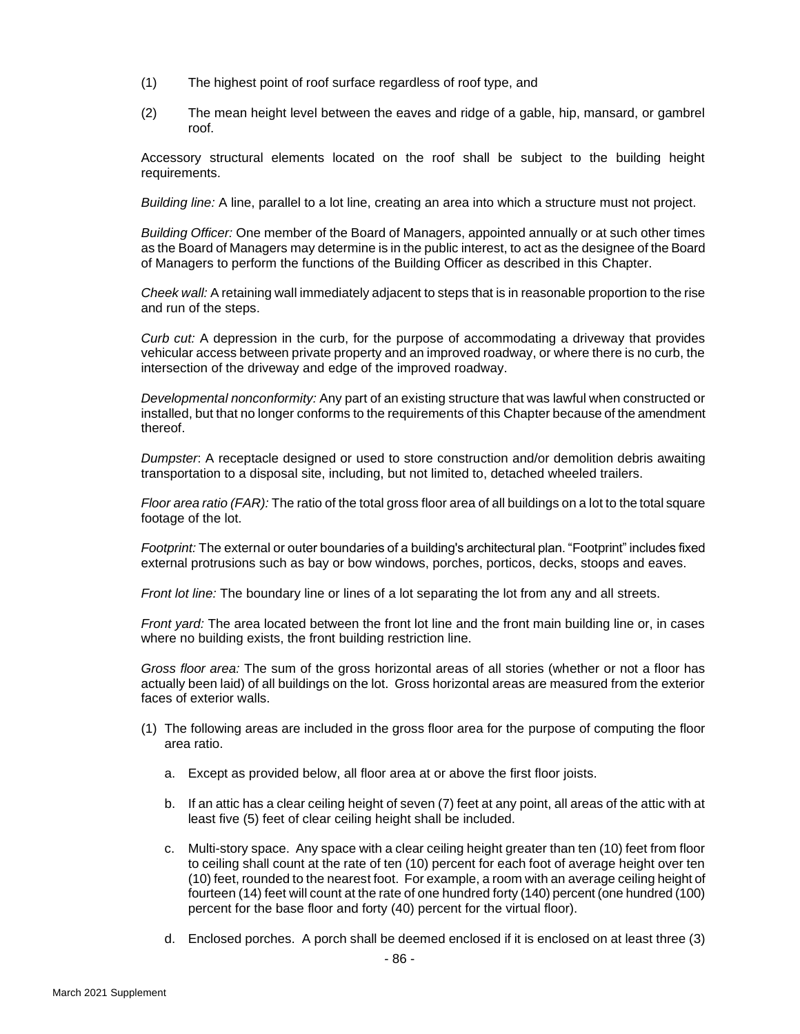(1) The highest point of roof surface regardless of roof type, and

(2) The mean height level between the eaves and ridge of a gable, hip, mansard, or gambrel roof.

Accessory structural elements located on the roof shall be subject to the building height requirements.

*Building line:* A line, parallel to a lot line, creating an area into which a structure must not project.

*Building Officer:* One member of the Board of Managers, appointed annually or at such other times as the Board of Managers may determine is in the public interest, to act as the designee of the Board of Managers to perform the functions of the Building Officer as described in this Chapter.

*Cheek wall:* A retaining wall immediately adjacent to steps that is in reasonable proportion to the rise and run of the steps.

*Curb cut:* A depression in the curb, for the purpose of accommodating a driveway that provides vehicular access between private property and an improved roadway, or where there is no curb, the intersection of the driveway and edge of the improved roadway.

*Developmental nonconformity:* Any part of an existing structure that was lawful when constructed or installed, but that no longer conforms to the requirements of this Chapter because of the amendment thereof.

*Dumpster*: A receptacle designed or used to store construction and/or demolition debris awaiting transportation to a disposal site, including, but not limited to, detached wheeled trailers.

*Floor area ratio (FAR):* The ratio of the total gross floor area of all buildings on a lot to the total square footage of the lot.

*Footprint:* The external or outer boundaries of a building's architectural plan. "Footprint" includes fixed external protrusions such as bay or bow windows, porches, porticos, decks, stoops and eaves.

*Front lot line:* The boundary line or lines of a lot separating the lot from any and all streets.

*Front yard:* The area located between the front lot line and the front main building line or, in cases where no building exists, the front building restriction line.

*Gross floor area:* The sum of the gross horizontal areas of all stories (whether or not a floor has actually been laid) of all buildings on the lot. Gross horizontal areas are measured from the exterior faces of exterior walls.

(1) The following areas are included in the gross floor area for the purpose of computing the floor area ratio.

   a. Except as provided below, all floor area at or above the first floor joists.

   b. If an attic has a clear ceiling height of seven (7) feet at any point, all areas of the attic with at least five (5) feet of clear ceiling height shall be included.

   c. Multi-story space. Any space with a clear ceiling height greater than ten (10) feet from floor to ceiling shall count at the rate of ten (10) percent for each foot of average height over ten (10) feet, rounded to the nearest foot. For example, a room with an average ceiling height of fourteen (14) feet will count at the rate of one hundred forty (140) percent (one hundred (100) percent for the base floor and forty (40) percent for the virtual floor).

   d. Enclosed porches. A porch shall be deemed enclosed if it is enclosed on at least three (3)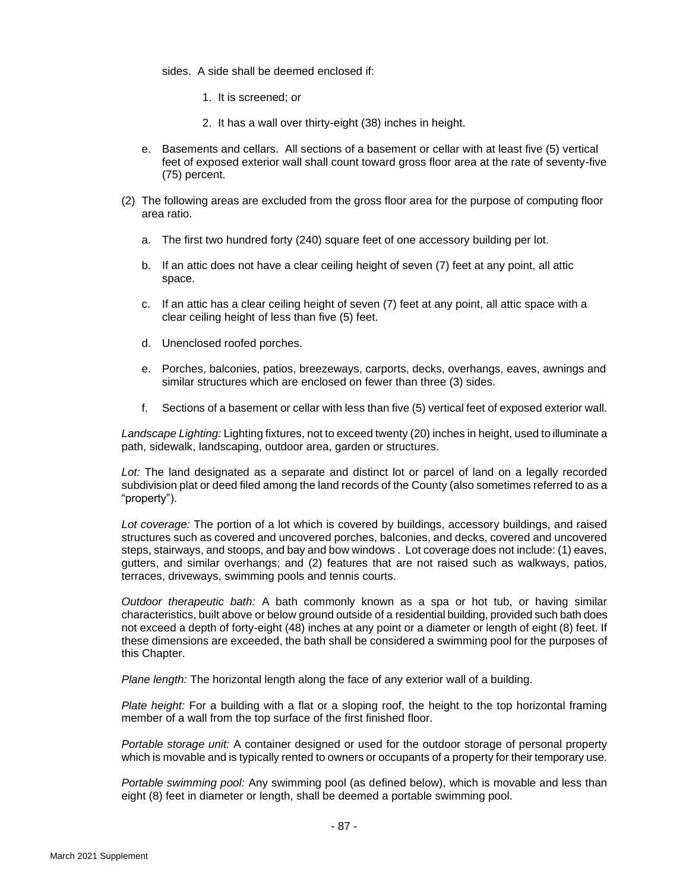sides. A side shall be deemed enclosed if:

1. It is screened; or

2. It has a wall over thirty-eight (38) inches in height.

e. Basements and cellars. All sections of a basement or cellar with at least five (5) vertical feet of exposed exterior wall shall count toward gross floor area at the rate of seventy-five (75) percent.

(2) The following areas are excluded from the gross floor area for the purpose of computing floor area ratio.

a. The first two hundred forty (240) square feet of one accessory building per lot.

b. If an attic does not have a clear ceiling height of seven (7) feet at any point, all attic space.

c. If an attic has a clear ceiling height of seven (7) feet at any point, all attic space with a clear ceiling height of less than five (5) feet.

d. Unenclosed roofed porches.

e. Porches, balconies, patios, breezeways, carports, decks, overhangs, eaves, awnings and similar structures which are enclosed on fewer than three (3) sides.

f. Sections of a basement or cellar with less than five (5) vertical feet of exposed exterior wall.

*Landscape Lighting:* Lighting fixtures, not to exceed twenty (20) inches in height, used to illuminate a path, sidewalk, landscaping, outdoor area, garden or structures.

*Lot:* The land designated as a separate and distinct lot or parcel of land on a legally recorded subdivision plat or deed filed among the land records of the County (also sometimes referred to as a "property").

*Lot coverage:* The portion of a lot which is covered by buildings, accessory buildings, and raised structures such as covered and uncovered porches, balconies, and decks, covered and uncovered steps, stairways, and stoops, and bay and bow windows . Lot coverage does not include: (1) eaves, gutters, and similar overhangs; and (2) features that are not raised such as walkways, patios, terraces, driveways, swimming pools and tennis courts.

*Outdoor therapeutic bath:* A bath commonly known as a spa or hot tub, or having similar characteristics, built above or below ground outside of a residential building, provided such bath does not exceed a depth of forty-eight (48) inches at any point or a diameter or length of eight (8) feet. If these dimensions are exceeded, the bath shall be considered a swimming pool for the purposes of this Chapter.

*Plane length:* The horizontal length along the face of any exterior wall of a building.

*Plate height:* For a building with a flat or a sloping roof, the height to the top horizontal framing member of a wall from the top surface of the first finished floor.

*Portable storage unit:* A container designed or used for the outdoor storage of personal property which is movable and is typically rented to owners or occupants of a property for their temporary use.

*Portable swimming pool:* Any swimming pool (as defined below), which is movable and less than eight (8) feet in diameter or length, shall be deemed a portable swimming pool.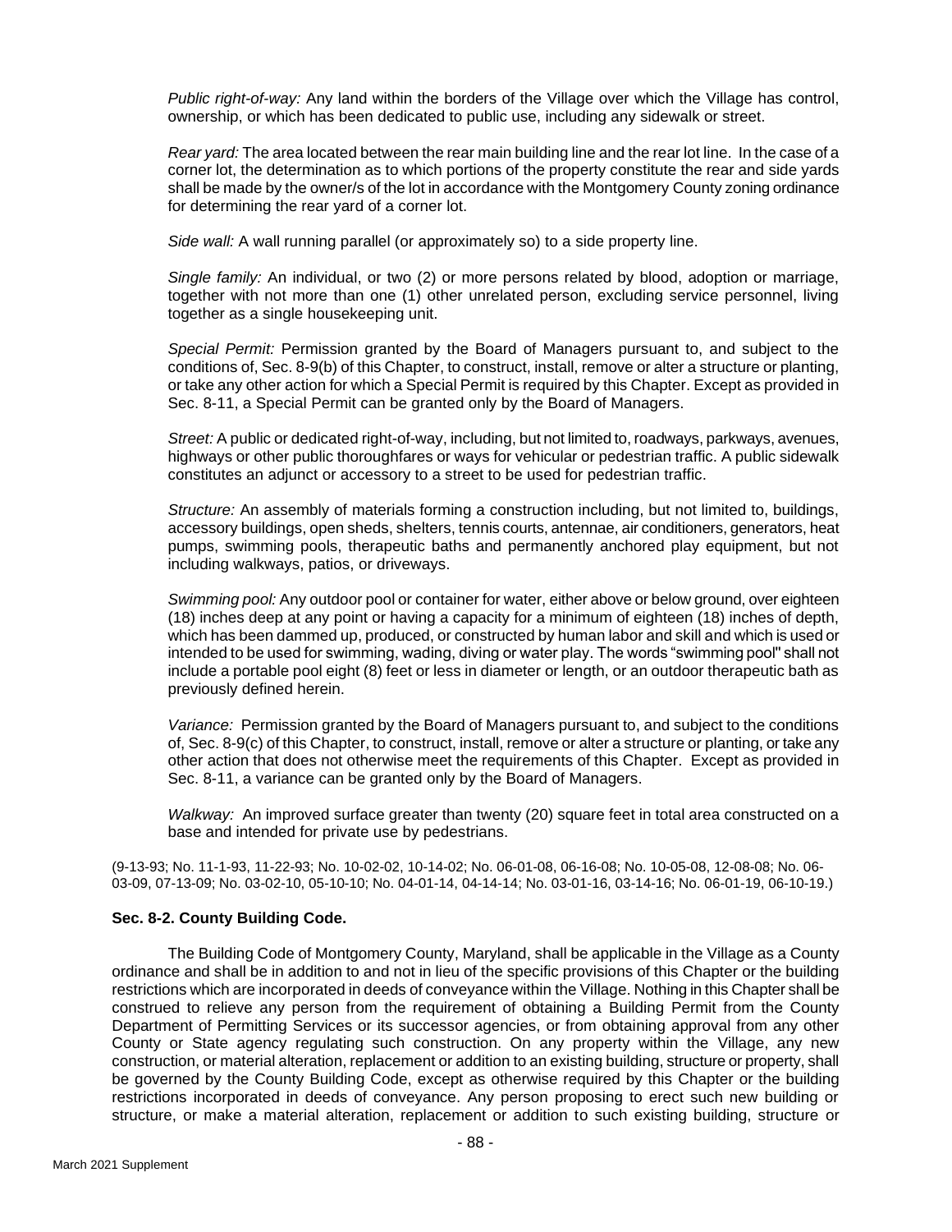*Public right-of-way:* Any land within the borders of the Village over which the Village has control, ownership, or which has been dedicated to public use, including any sidewalk or street.

*Rear yard:* The area located between the rear main building line and the rear lot line. In the case of a corner lot, the determination as to which portions of the property constitute the rear and side yards shall be made by the owner/s of the lot in accordance with the Montgomery County zoning ordinance for determining the rear yard of a corner lot.

*Side wall:* A wall running parallel (or approximately so) to a side property line.

*Single family:* An individual, or two (2) or more persons related by blood, adoption or marriage, together with not more than one (1) other unrelated person, excluding service personnel, living together as a single housekeeping unit.

*Special Permit:* Permission granted by the Board of Managers pursuant to, and subject to the conditions of, Sec. 8-9(b) of this Chapter, to construct, install, remove or alter a structure or planting, or take any other action for which a Special Permit is required by this Chapter. Except as provided in Sec. 8-11, a Special Permit can be granted only by the Board of Managers.

*Street:* A public or dedicated right-of-way, including, but not limited to, roadways, parkways, avenues, highways or other public thoroughfares or ways for vehicular or pedestrian traffic. A public sidewalk constitutes an adjunct or accessory to a street to be used for pedestrian traffic.

*Structure:* An assembly of materials forming a construction including, but not limited to, buildings, accessory buildings, open sheds, shelters, tennis courts, antennae, air conditioners, generators, heat pumps, swimming pools, therapeutic baths and permanently anchored play equipment, but not including walkways, patios, or driveways.

*Swimming pool:* Any outdoor pool or container for water, either above or below ground, over eighteen (18) inches deep at any point or having a capacity for a minimum of eighteen (18) inches of depth, which has been dammed up, produced, or constructed by human labor and skill and which is used or intended to be used for swimming, wading, diving or water play. The words "swimming pool" shall not include a portable pool eight (8) feet or less in diameter or length, or an outdoor therapeutic bath as previously defined herein.

*Variance:* Permission granted by the Board of Managers pursuant to, and subject to the conditions of, Sec. 8-9(c) of this Chapter, to construct, install, remove or alter a structure or planting, or take any other action that does not otherwise meet the requirements of this Chapter. Except as provided in Sec. 8-11, a variance can be granted only by the Board of Managers.

*Walkway:* An improved surface greater than twenty (20) square feet in total area constructed on a base and intended for private use by pedestrians.

(9-13-93; No. 11-1-93, 11-22-93; No. 10-02-02, 10-14-02; No. 06-01-08, 06-16-08; No. 10-05-08, 12-08-08; No. 06-03-09, 07-13-09; No. 03-02-10, 05-10-10; No. 04-01-14, 04-14-14; No. 03-01-16, 03-14-16; No. 06-01-19, 06-10-19.)

**Sec. 8-2. County Building Code.**

The Building Code of Montgomery County, Maryland, shall be applicable in the Village as a County ordinance and shall be in addition to and not in lieu of the specific provisions of this Chapter or the building restrictions which are incorporated in deeds of conveyance within the Village. Nothing in this Chapter shall be construed to relieve any person from the requirement of obtaining a Building Permit from the County Department of Permitting Services or its successor agencies, or from obtaining approval from any other County or State agency regulating such construction. On any property within the Village, any new construction, or material alteration, replacement or addition to an existing building, structure or property, shall be governed by the County Building Code, except as otherwise required by this Chapter or the building restrictions incorporated in deeds of conveyance. Any person proposing to erect such new building or structure, or make a material alteration, replacement or addition to such existing building, structure or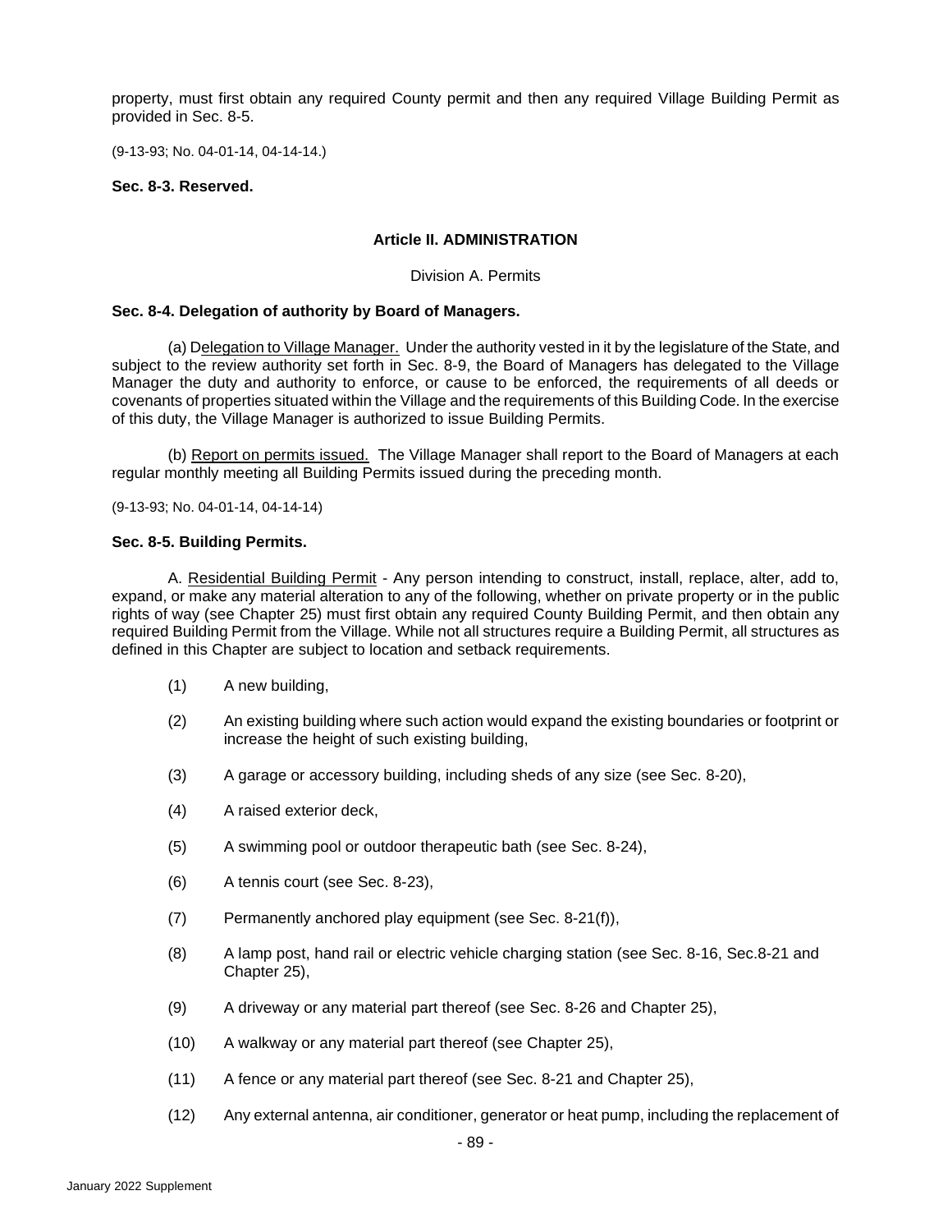property, must first obtain any required County permit and then any required Village Building Permit as provided in Sec. 8-5.

(9-13-93; No. 04-01-14, 04-14-14.)

**Sec. 8-3. Reserved.**

## Article II. ADMINISTRATION

### Division A. Permits

**Sec. 8-4. Delegation of authority by Board of Managers.**

(a) Delegation to Village Manager. Under the authority vested in it by the legislature of the State, and subject to the review authority set forth in Sec. 8-9, the Board of Managers has delegated to the Village Manager the duty and authority to enforce, or cause to be enforced, the requirements of all deeds or covenants of properties situated within the Village and the requirements of this Building Code. In the exercise of this duty, the Village Manager is authorized to issue Building Permits.

(b) Report on permits issued. The Village Manager shall report to the Board of Managers at each regular monthly meeting all Building Permits issued during the preceding month.

(9-13-93; No. 04-01-14, 04-14-14)

**Sec. 8-5. Building Permits.**

A. Residential Building Permit - Any person intending to construct, install, replace, alter, add to, expand, or make any material alteration to any of the following, whether on private property or in the public rights of way (see Chapter 25) must first obtain any required County Building Permit, and then obtain any required Building Permit from the Village. While not all structures require a Building Permit, all structures as defined in this Chapter are subject to location and setback requirements.

(1) A new building,

(2) An existing building where such action would expand the existing boundaries or footprint or increase the height of such existing building,

(3) A garage or accessory building, including sheds of any size (see Sec. 8-20),

(4) A raised exterior deck,

(5) A swimming pool or outdoor therapeutic bath (see Sec. 8-24),

(6) A tennis court (see Sec. 8-23),

(7) Permanently anchored play equipment (see Sec. 8-21(f)),

(8) A lamp post, hand rail or electric vehicle charging station (see Sec. 8-16, Sec.8-21 and Chapter 25),

(9) A driveway or any material part thereof (see Sec. 8-26 and Chapter 25),

(10) A walkway or any material part thereof (see Chapter 25),

(11) A fence or any material part thereof (see Sec. 8-21 and Chapter 25),

(12) Any external antenna, air conditioner, generator or heat pump, including the replacement of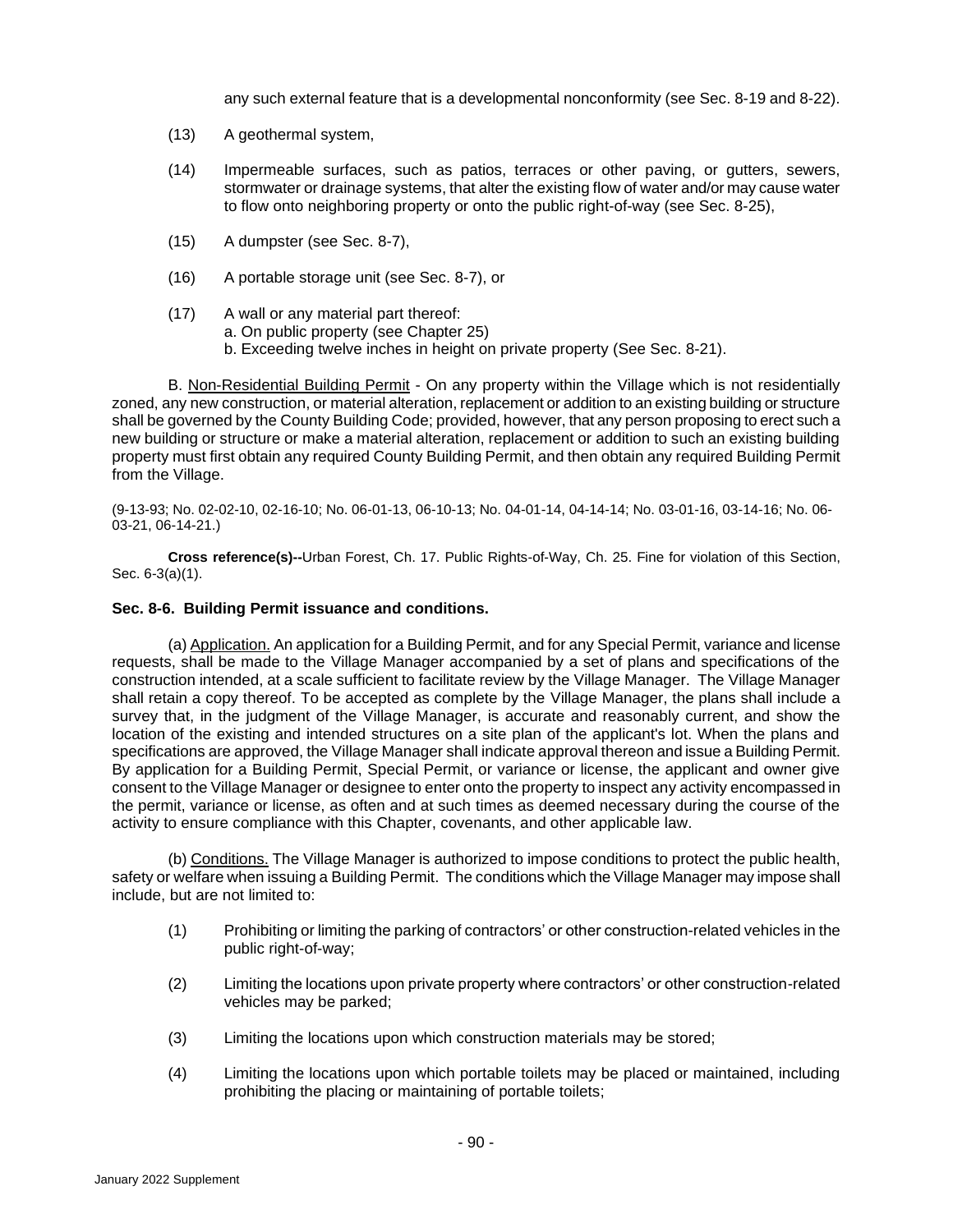any such external feature that is a developmental nonconformity (see Sec. 8-19 and 8-22).

(13) A geothermal system,

(14) Impermeable surfaces, such as patios, terraces or other paving, or gutters, sewers, stormwater or drainage systems, that alter the existing flow of water and/or may cause water to flow onto neighboring property or onto the public right-of-way (see Sec. 8-25),

(15) A dumpster (see Sec. 8-7),

(16) A portable storage unit (see Sec. 8-7), or

(17) A wall or any material part thereof:
a. On public property (see Chapter 25)
b. Exceeding twelve inches in height on private property (See Sec. 8-21).

B. Non-Residential Building Permit - On any property within the Village which is not residentially zoned, any new construction, or material alteration, replacement or addition to an existing building or structure shall be governed by the County Building Code; provided, however, that any person proposing to erect such a new building or structure or make a material alteration, replacement or addition to such an existing building property must first obtain any required County Building Permit, and then obtain any required Building Permit from the Village.

(9-13-93; No. 02-02-10, 02-16-10; No. 06-01-13, 06-10-13; No. 04-01-14, 04-14-14; No. 03-01-16, 03-14-16; No. 06-03-21, 06-14-21.)

**Cross reference(s)--**Urban Forest, Ch. 17. Public Rights-of-Way, Ch. 25. Fine for violation of this Section, Sec. 6-3(a)(1).

### Sec. 8-6. Building Permit issuance and conditions.

(a) Application. An application for a Building Permit, and for any Special Permit, variance and license requests, shall be made to the Village Manager accompanied by a set of plans and specifications of the construction intended, at a scale sufficient to facilitate review by the Village Manager. The Village Manager shall retain a copy thereof. To be accepted as complete by the Village Manager, the plans shall include a survey that, in the judgment of the Village Manager, is accurate and reasonably current, and show the location of the existing and intended structures on a site plan of the applicant's lot. When the plans and specifications are approved, the Village Manager shall indicate approval thereon and issue a Building Permit. By application for a Building Permit, Special Permit, or variance or license, the applicant and owner give consent to the Village Manager or designee to enter onto the property to inspect any activity encompassed in the permit, variance or license, as often and at such times as deemed necessary during the course of the activity to ensure compliance with this Chapter, covenants, and other applicable law.

(b) Conditions. The Village Manager is authorized to impose conditions to protect the public health, safety or welfare when issuing a Building Permit. The conditions which the Village Manager may impose shall include, but are not limited to:

(1) Prohibiting or limiting the parking of contractors' or other construction-related vehicles in the public right-of-way;

(2) Limiting the locations upon private property where contractors' or other construction-related vehicles may be parked;

(3) Limiting the locations upon which construction materials may be stored;

(4) Limiting the locations upon which portable toilets may be placed or maintained, including prohibiting the placing or maintaining of portable toilets;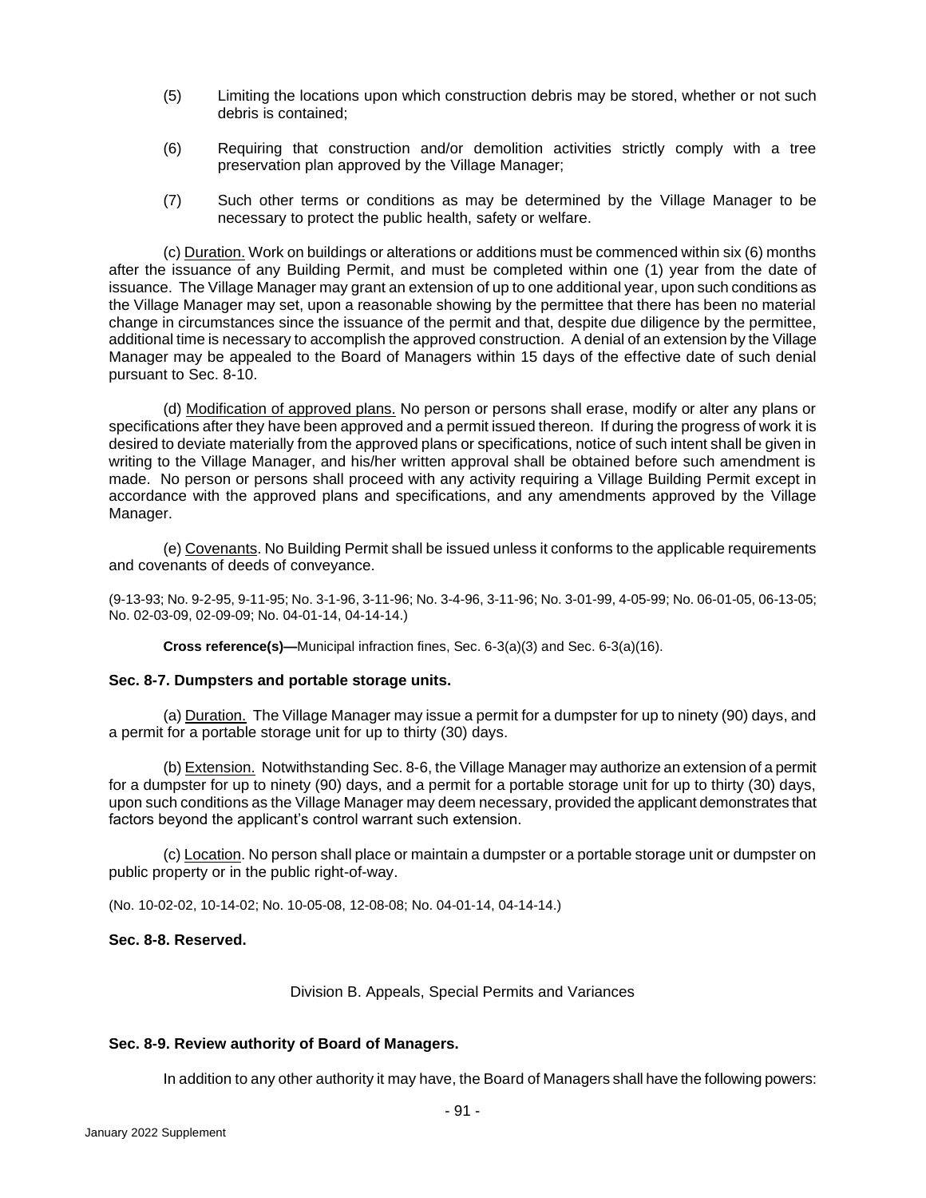(5) Limiting the locations upon which construction debris may be stored, whether or not such debris is contained;

(6) Requiring that construction and/or demolition activities strictly comply with a tree preservation plan approved by the Village Manager;

(7) Such other terms or conditions as may be determined by the Village Manager to be necessary to protect the public health, safety or welfare.

(c) Duration. Work on buildings or alterations or additions must be commenced within six (6) months after the issuance of any Building Permit, and must be completed within one (1) year from the date of issuance. The Village Manager may grant an extension of up to one additional year, upon such conditions as the Village Manager may set, upon a reasonable showing by the permittee that there has been no material change in circumstances since the issuance of the permit and that, despite due diligence by the permittee, additional time is necessary to accomplish the approved construction. A denial of an extension by the Village Manager may be appealed to the Board of Managers within 15 days of the effective date of such denial pursuant to Sec. 8-10.

(d) Modification of approved plans. No person or persons shall erase, modify or alter any plans or specifications after they have been approved and a permit issued thereon. If during the progress of work it is desired to deviate materially from the approved plans or specifications, notice of such intent shall be given in writing to the Village Manager, and his/her written approval shall be obtained before such amendment is made. No person or persons shall proceed with any activity requiring a Village Building Permit except in accordance with the approved plans and specifications, and any amendments approved by the Village Manager.

(e) Covenants. No Building Permit shall be issued unless it conforms to the applicable requirements and covenants of deeds of conveyance.

(9-13-93; No. 9-2-95, 9-11-95; No. 3-1-96, 3-11-96; No. 3-4-96, 3-11-96; No. 3-01-99, 4-05-99; No. 06-01-05, 06-13-05; No. 02-03-09, 02-09-09; No. 04-01-14, 04-14-14.)

**Cross reference(s)—**Municipal infraction fines, Sec. 6-3(a)(3) and Sec. 6-3(a)(16).

### Sec. 8-7. Dumpsters and portable storage units.

(a) Duration. The Village Manager may issue a permit for a dumpster for up to ninety (90) days, and a permit for a portable storage unit for up to thirty (30) days.

(b) Extension. Notwithstanding Sec. 8-6, the Village Manager may authorize an extension of a permit for a dumpster for up to ninety (90) days, and a permit for a portable storage unit for up to thirty (30) days, upon such conditions as the Village Manager may deem necessary, provided the applicant demonstrates that factors beyond the applicant's control warrant such extension.

(c) Location. No person shall place or maintain a dumpster or a portable storage unit or dumpster on public property or in the public right-of-way.

(No. 10-02-02, 10-14-02; No. 10-05-08, 12-08-08; No. 04-01-14, 04-14-14.)

### Sec. 8-8. Reserved.

## Division B. Appeals, Special Permits and Variances

### Sec. 8-9. Review authority of Board of Managers.

In addition to any other authority it may have, the Board of Managers shall have the following powers: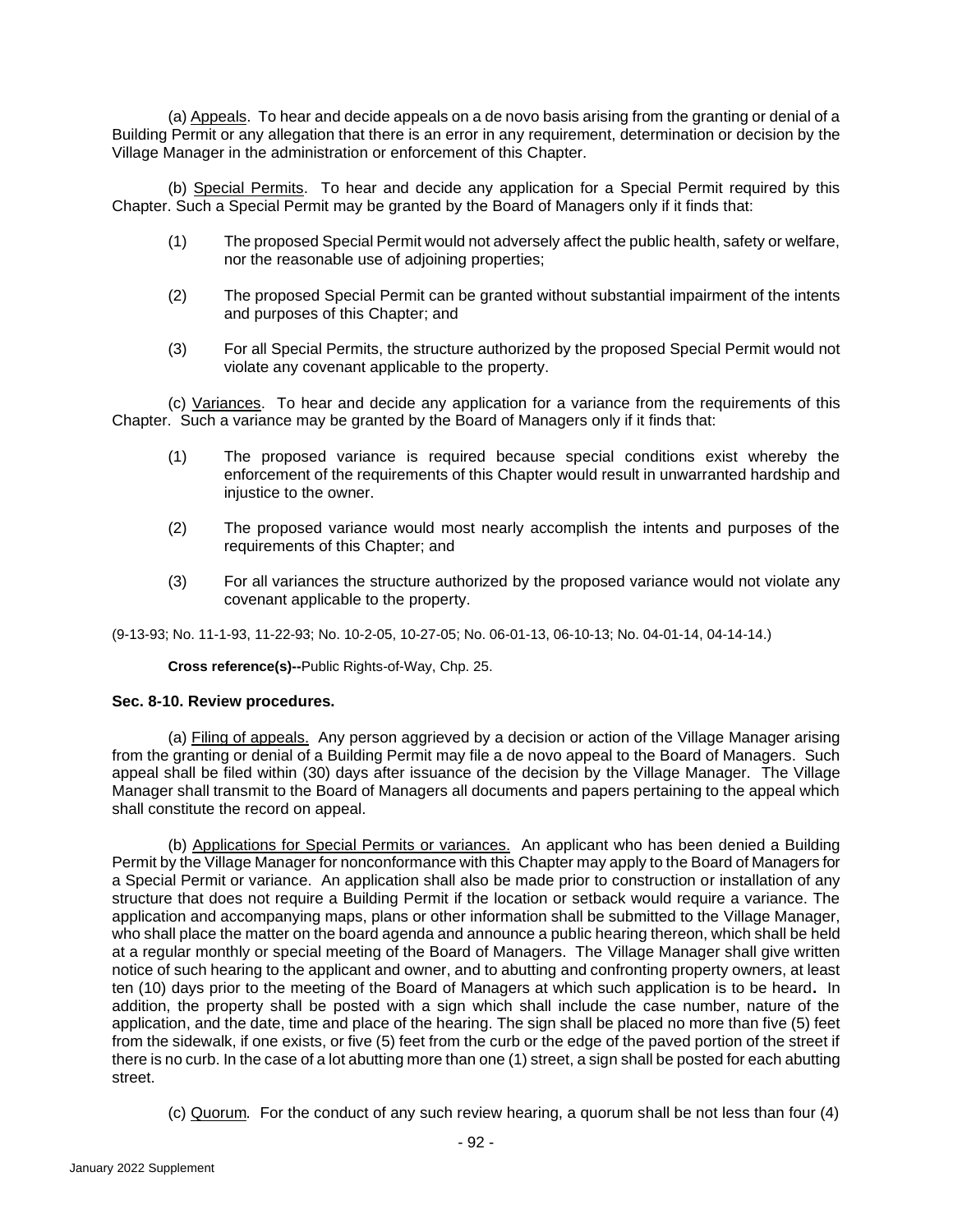(a) Appeals. To hear and decide appeals on a de novo basis arising from the granting or denial of a Building Permit or any allegation that there is an error in any requirement, determination or decision by the Village Manager in the administration or enforcement of this Chapter.

(b) Special Permits. To hear and decide any application for a Special Permit required by this Chapter. Such a Special Permit may be granted by the Board of Managers only if it finds that:

(1) The proposed Special Permit would not adversely affect the public health, safety or welfare, nor the reasonable use of adjoining properties;

(2) The proposed Special Permit can be granted without substantial impairment of the intents and purposes of this Chapter; and

(3) For all Special Permits, the structure authorized by the proposed Special Permit would not violate any covenant applicable to the property.

(c) Variances. To hear and decide any application for a variance from the requirements of this Chapter. Such a variance may be granted by the Board of Managers only if it finds that:

(1) The proposed variance is required because special conditions exist whereby the enforcement of the requirements of this Chapter would result in unwarranted hardship and injustice to the owner.

(2) The proposed variance would most nearly accomplish the intents and purposes of the requirements of this Chapter; and

(3) For all variances the structure authorized by the proposed variance would not violate any covenant applicable to the property.

(9-13-93; No. 11-1-93, 11-22-93; No. 10-2-05, 10-27-05; No. 06-01-13, 06-10-13; No. 04-01-14, 04-14-14.)

**Cross reference(s)--**Public Rights-of-Way, Chp. 25.

### Sec. 8-10. Review procedures.

(a) Filing of appeals. Any person aggrieved by a decision or action of the Village Manager arising from the granting or denial of a Building Permit may file a de novo appeal to the Board of Managers. Such appeal shall be filed within (30) days after issuance of the decision by the Village Manager. The Village Manager shall transmit to the Board of Managers all documents and papers pertaining to the appeal which shall constitute the record on appeal.

(b) Applications for Special Permits or variances. An applicant who has been denied a Building Permit by the Village Manager for nonconformance with this Chapter may apply to the Board of Managers for a Special Permit or variance. An application shall also be made prior to construction or installation of any structure that does not require a Building Permit if the location or setback would require a variance. The application and accompanying maps, plans or other information shall be submitted to the Village Manager, who shall place the matter on the board agenda and announce a public hearing thereon, which shall be held at a regular monthly or special meeting of the Board of Managers. The Village Manager shall give written notice of such hearing to the applicant and owner, and to abutting and confronting property owners, at least ten (10) days prior to the meeting of the Board of Managers at which such application is to be heard**.** In addition, the property shall be posted with a sign which shall include the case number, nature of the application, and the date, time and place of the hearing. The sign shall be placed no more than five (5) feet from the sidewalk, if one exists, or five (5) feet from the curb or the edge of the paved portion of the street if there is no curb. In the case of a lot abutting more than one (1) street, a sign shall be posted for each abutting street.

(c) Quorum*.* For the conduct of any such review hearing, a quorum shall be not less than four (4)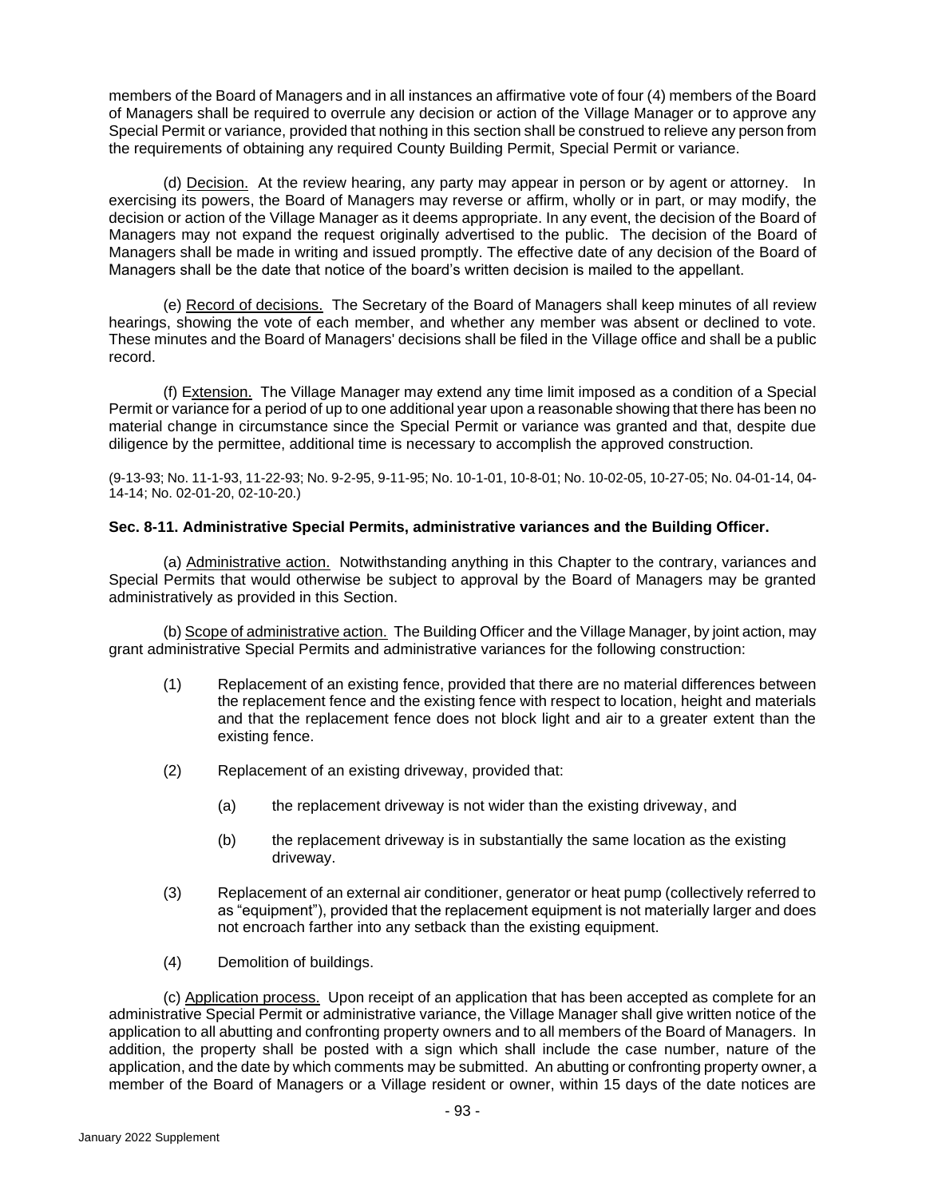members of the Board of Managers and in all instances an affirmative vote of four (4) members of the Board of Managers shall be required to overrule any decision or action of the Village Manager or to approve any Special Permit or variance, provided that nothing in this section shall be construed to relieve any person from the requirements of obtaining any required County Building Permit, Special Permit or variance.

(d) Decision. At the review hearing, any party may appear in person or by agent or attorney. In exercising its powers, the Board of Managers may reverse or affirm, wholly or in part, or may modify, the decision or action of the Village Manager as it deems appropriate. In any event, the decision of the Board of Managers may not expand the request originally advertised to the public. The decision of the Board of Managers shall be made in writing and issued promptly. The effective date of any decision of the Board of Managers shall be the date that notice of the board's written decision is mailed to the appellant.

(e) Record of decisions. The Secretary of the Board of Managers shall keep minutes of all review hearings, showing the vote of each member, and whether any member was absent or declined to vote. These minutes and the Board of Managers' decisions shall be filed in the Village office and shall be a public record.

(f) Extension. The Village Manager may extend any time limit imposed as a condition of a Special Permit or variance for a period of up to one additional year upon a reasonable showing that there has been no material change in circumstance since the Special Permit or variance was granted and that, despite due diligence by the permittee, additional time is necessary to accomplish the approved construction.

(9-13-93; No. 11-1-93, 11-22-93; No. 9-2-95, 9-11-95; No. 10-1-01, 10-8-01; No. 10-02-05, 10-27-05; No. 04-01-14, 04-14-14; No. 02-01-20, 02-10-20.)

**Sec. 8-11. Administrative Special Permits, administrative variances and the Building Officer.**

(a) Administrative action. Notwithstanding anything in this Chapter to the contrary, variances and Special Permits that would otherwise be subject to approval by the Board of Managers may be granted administratively as provided in this Section.

(b) Scope of administrative action. The Building Officer and the Village Manager, by joint action, may grant administrative Special Permits and administrative variances for the following construction:

(1) Replacement of an existing fence, provided that there are no material differences between the replacement fence and the existing fence with respect to location, height and materials and that the replacement fence does not block light and air to a greater extent than the existing fence.

(2) Replacement of an existing driveway, provided that:

  (a) the replacement driveway is not wider than the existing driveway, and

  (b) the replacement driveway is in substantially the same location as the existing driveway.

(3) Replacement of an external air conditioner, generator or heat pump (collectively referred to as "equipment"), provided that the replacement equipment is not materially larger and does not encroach farther into any setback than the existing equipment.

(4) Demolition of buildings.

(c) Application process. Upon receipt of an application that has been accepted as complete for an administrative Special Permit or administrative variance, the Village Manager shall give written notice of the application to all abutting and confronting property owners and to all members of the Board of Managers. In addition, the property shall be posted with a sign which shall include the case number, nature of the application, and the date by which comments may be submitted. An abutting or confronting property owner, a member of the Board of Managers or a Village resident or owner, within 15 days of the date notices are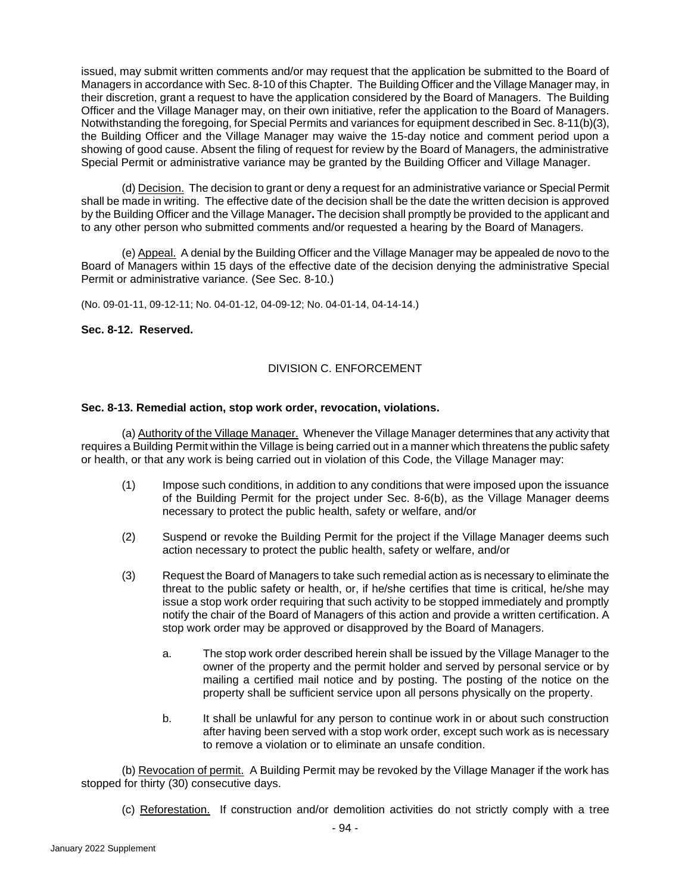issued, may submit written comments and/or may request that the application be submitted to the Board of Managers in accordance with Sec. 8-10 of this Chapter. The Building Officer and the Village Manager may, in their discretion, grant a request to have the application considered by the Board of Managers. The Building Officer and the Village Manager may, on their own initiative, refer the application to the Board of Managers. Notwithstanding the foregoing, for Special Permits and variances for equipment described in Sec. 8-11(b)(3), the Building Officer and the Village Manager may waive the 15-day notice and comment period upon a showing of good cause. Absent the filing of request for review by the Board of Managers, the administrative Special Permit or administrative variance may be granted by the Building Officer and Village Manager.

(d) Decision. The decision to grant or deny a request for an administrative variance or Special Permit shall be made in writing. The effective date of the decision shall be the date the written decision is approved by the Building Officer and the Village Manager. The decision shall promptly be provided to the applicant and to any other person who submitted comments and/or requested a hearing by the Board of Managers.

(e) Appeal. A denial by the Building Officer and the Village Manager may be appealed de novo to the Board of Managers within 15 days of the effective date of the decision denying the administrative Special Permit or administrative variance. (See Sec. 8-10.)

(No. 09-01-11, 09-12-11; No. 04-01-12, 04-09-12; No. 04-01-14, 04-14-14.)

**Sec. 8-12. Reserved.**

## DIVISION C. ENFORCEMENT

**Sec. 8-13. Remedial action, stop work order, revocation, violations.**

(a) Authority of the Village Manager. Whenever the Village Manager determines that any activity that requires a Building Permit within the Village is being carried out in a manner which threatens the public safety or health, or that any work is being carried out in violation of this Code, the Village Manager may:

(1) Impose such conditions, in addition to any conditions that were imposed upon the issuance of the Building Permit for the project under Sec. 8-6(b), as the Village Manager deems necessary to protect the public health, safety or welfare, and/or

(2) Suspend or revoke the Building Permit for the project if the Village Manager deems such action necessary to protect the public health, safety or welfare, and/or

(3) Request the Board of Managers to take such remedial action as is necessary to eliminate the threat to the public safety or health, or, if he/she certifies that time is critical, he/she may issue a stop work order requiring that such activity to be stopped immediately and promptly notify the chair of the Board of Managers of this action and provide a written certification. A stop work order may be approved or disapproved by the Board of Managers.

a. The stop work order described herein shall be issued by the Village Manager to the owner of the property and the permit holder and served by personal service or by mailing a certified mail notice and by posting. The posting of the notice on the property shall be sufficient service upon all persons physically on the property.

b. It shall be unlawful for any person to continue work in or about such construction after having been served with a stop work order, except such work as is necessary to remove a violation or to eliminate an unsafe condition.

(b) Revocation of permit. A Building Permit may be revoked by the Village Manager if the work has stopped for thirty (30) consecutive days.

(c) Reforestation. If construction and/or demolition activities do not strictly comply with a tree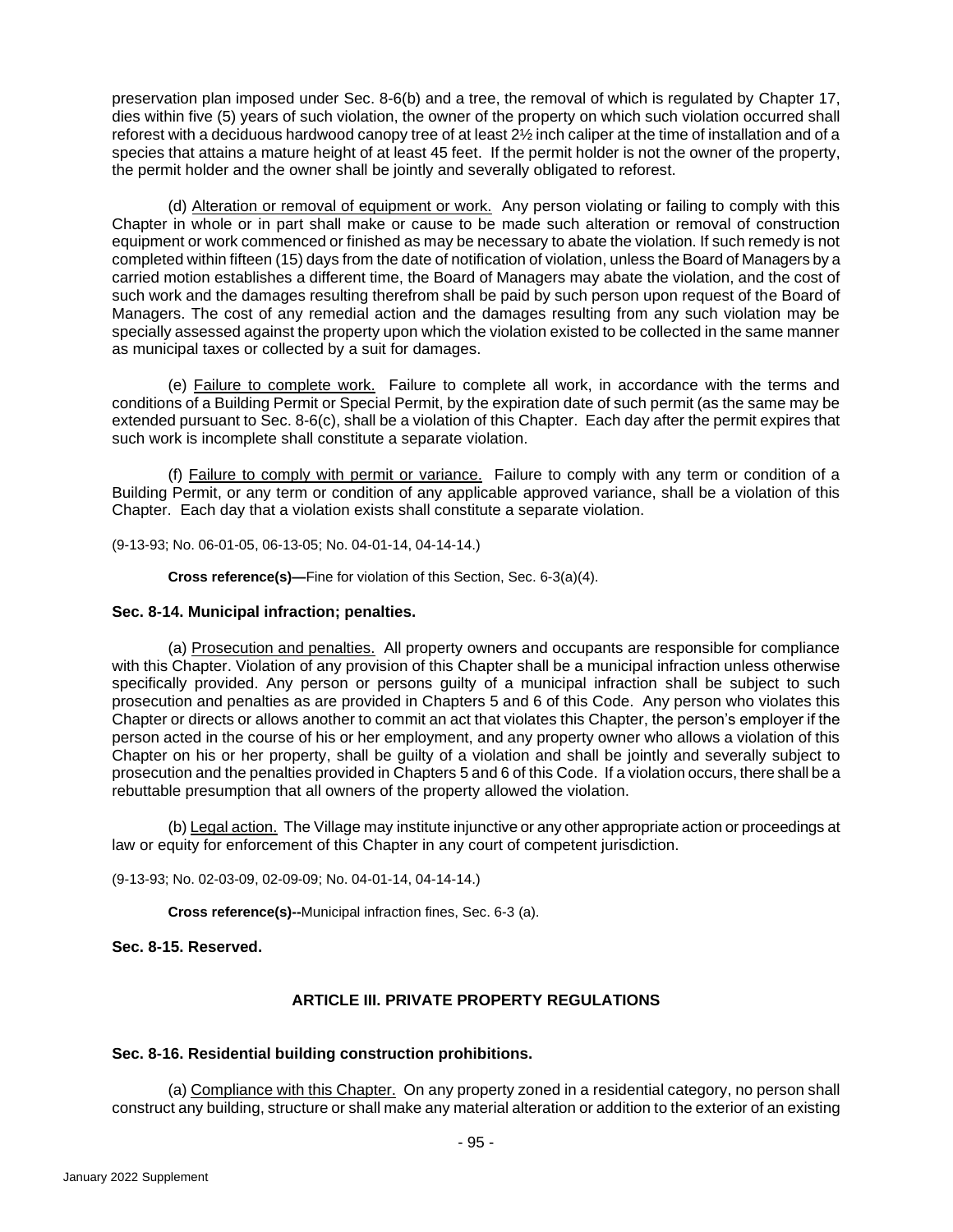preservation plan imposed under Sec. 8-6(b) and a tree, the removal of which is regulated by Chapter 17, dies within five (5) years of such violation, the owner of the property on which such violation occurred shall reforest with a deciduous hardwood canopy tree of at least 2½ inch caliper at the time of installation and of a species that attains a mature height of at least 45 feet. If the permit holder is not the owner of the property, the permit holder and the owner shall be jointly and severally obligated to reforest.

(d) Alteration or removal of equipment or work. Any person violating or failing to comply with this Chapter in whole or in part shall make or cause to be made such alteration or removal of construction equipment or work commenced or finished as may be necessary to abate the violation. If such remedy is not completed within fifteen (15) days from the date of notification of violation, unless the Board of Managers by a carried motion establishes a different time, the Board of Managers may abate the violation, and the cost of such work and the damages resulting therefrom shall be paid by such person upon request of the Board of Managers. The cost of any remedial action and the damages resulting from any such violation may be specially assessed against the property upon which the violation existed to be collected in the same manner as municipal taxes or collected by a suit for damages.

(e) Failure to complete work. Failure to complete all work, in accordance with the terms and conditions of a Building Permit or Special Permit, by the expiration date of such permit (as the same may be extended pursuant to Sec. 8-6(c), shall be a violation of this Chapter. Each day after the permit expires that such work is incomplete shall constitute a separate violation.

(f) Failure to comply with permit or variance. Failure to comply with any term or condition of a Building Permit, or any term or condition of any applicable approved variance, shall be a violation of this Chapter. Each day that a violation exists shall constitute a separate violation.

(9-13-93; No. 06-01-05, 06-13-05; No. 04-01-14, 04-14-14.)

**Cross reference(s)—**Fine for violation of this Section, Sec. 6-3(a)(4).

### Sec. 8-14. Municipal infraction; penalties.

(a) Prosecution and penalties. All property owners and occupants are responsible for compliance with this Chapter. Violation of any provision of this Chapter shall be a municipal infraction unless otherwise specifically provided. Any person or persons guilty of a municipal infraction shall be subject to such prosecution and penalties as are provided in Chapters 5 and 6 of this Code. Any person who violates this Chapter or directs or allows another to commit an act that violates this Chapter, the person's employer if the person acted in the course of his or her employment, and any property owner who allows a violation of this Chapter on his or her property, shall be guilty of a violation and shall be jointly and severally subject to prosecution and the penalties provided in Chapters 5 and 6 of this Code. If a violation occurs, there shall be a rebuttable presumption that all owners of the property allowed the violation.

(b) Legal action. The Village may institute injunctive or any other appropriate action or proceedings at law or equity for enforcement of this Chapter in any court of competent jurisdiction.

(9-13-93; No. 02-03-09, 02-09-09; No. 04-01-14, 04-14-14.)

**Cross reference(s)--**Municipal infraction fines, Sec. 6-3 (a).

### Sec. 8-15. Reserved.

## ARTICLE III. PRIVATE PROPERTY REGULATIONS

### Sec. 8-16. Residential building construction prohibitions.

(a) Compliance with this Chapter. On any property zoned in a residential category, no person shall construct any building, structure or shall make any material alteration or addition to the exterior of an existing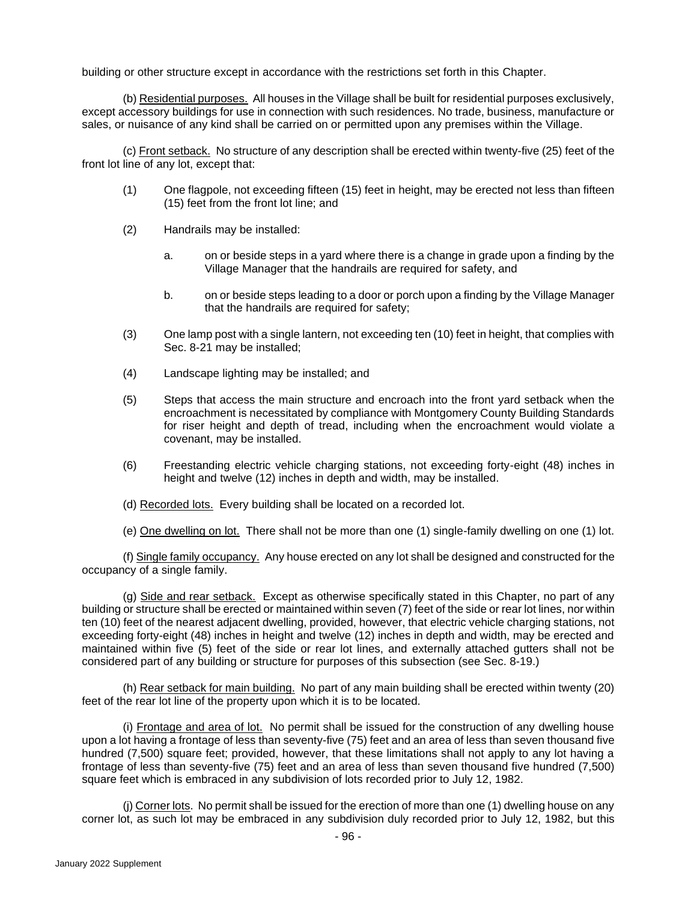building or other structure except in accordance with the restrictions set forth in this Chapter.

(b) Residential purposes. All houses in the Village shall be built for residential purposes exclusively, except accessory buildings for use in connection with such residences. No trade, business, manufacture or sales, or nuisance of any kind shall be carried on or permitted upon any premises within the Village.

(c) Front setback. No structure of any description shall be erected within twenty-five (25) feet of the front lot line of any lot, except that:

(1) One flagpole, not exceeding fifteen (15) feet in height, may be erected not less than fifteen (15) feet from the front lot line; and

(2) Handrails may be installed:

a. on or beside steps in a yard where there is a change in grade upon a finding by the Village Manager that the handrails are required for safety, and

b. on or beside steps leading to a door or porch upon a finding by the Village Manager that the handrails are required for safety;

(3) One lamp post with a single lantern, not exceeding ten (10) feet in height, that complies with Sec. 8-21 may be installed;

(4) Landscape lighting may be installed; and

(5) Steps that access the main structure and encroach into the front yard setback when the encroachment is necessitated by compliance with Montgomery County Building Standards for riser height and depth of tread, including when the encroachment would violate a covenant, may be installed.

(6) Freestanding electric vehicle charging stations, not exceeding forty-eight (48) inches in height and twelve (12) inches in depth and width, may be installed.

(d) Recorded lots. Every building shall be located on a recorded lot.

(e) One dwelling on lot. There shall not be more than one (1) single-family dwelling on one (1) lot.

(f) Single family occupancy. Any house erected on any lot shall be designed and constructed for the occupancy of a single family.

(g) Side and rear setback. Except as otherwise specifically stated in this Chapter, no part of any building or structure shall be erected or maintained within seven (7) feet of the side or rear lot lines, nor within ten (10) feet of the nearest adjacent dwelling, provided, however, that electric vehicle charging stations, not exceeding forty-eight (48) inches in height and twelve (12) inches in depth and width, may be erected and maintained within five (5) feet of the side or rear lot lines, and externally attached gutters shall not be considered part of any building or structure for purposes of this subsection (see Sec. 8-19.)

(h) Rear setback for main building. No part of any main building shall be erected within twenty (20) feet of the rear lot line of the property upon which it is to be located.

(i) Frontage and area of lot. No permit shall be issued for the construction of any dwelling house upon a lot having a frontage of less than seventy-five (75) feet and an area of less than seven thousand five hundred (7,500) square feet; provided, however, that these limitations shall not apply to any lot having a frontage of less than seventy-five (75) feet and an area of less than seven thousand five hundred (7,500) square feet which is embraced in any subdivision of lots recorded prior to July 12, 1982.

(j) Corner lots. No permit shall be issued for the erection of more than one (1) dwelling house on any corner lot, as such lot may be embraced in any subdivision duly recorded prior to July 12, 1982, but this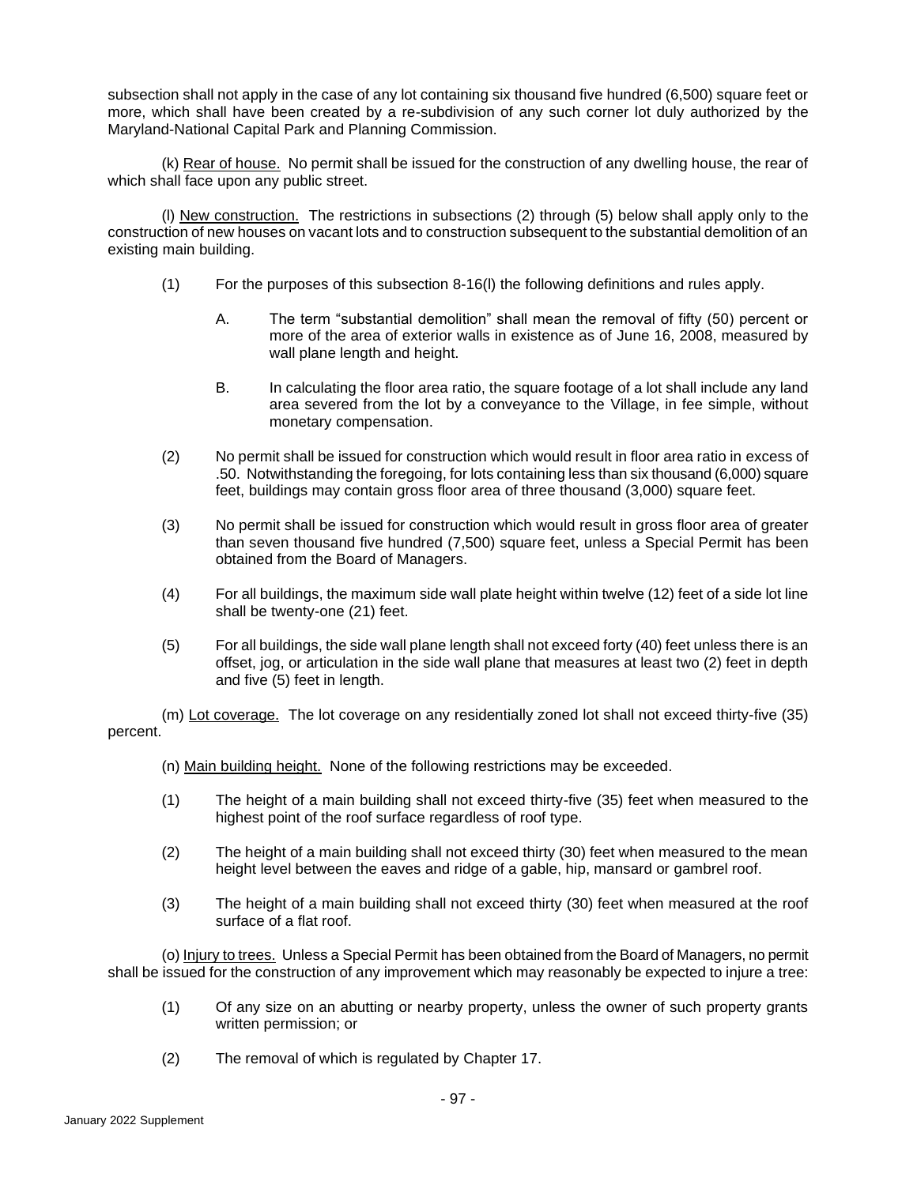subsection shall not apply in the case of any lot containing six thousand five hundred (6,500) square feet or more, which shall have been created by a re-subdivision of any such corner lot duly authorized by the Maryland-National Capital Park and Planning Commission.

(k) Rear of house. No permit shall be issued for the construction of any dwelling house, the rear of which shall face upon any public street.

(l) New construction. The restrictions in subsections (2) through (5) below shall apply only to the construction of new houses on vacant lots and to construction subsequent to the substantial demolition of an existing main building.

(1) For the purposes of this subsection 8-16(l) the following definitions and rules apply.

A. The term "substantial demolition" shall mean the removal of fifty (50) percent or more of the area of exterior walls in existence as of June 16, 2008, measured by wall plane length and height.

B. In calculating the floor area ratio, the square footage of a lot shall include any land area severed from the lot by a conveyance to the Village, in fee simple, without monetary compensation.

(2) No permit shall be issued for construction which would result in floor area ratio in excess of .50. Notwithstanding the foregoing, for lots containing less than six thousand (6,000) square feet, buildings may contain gross floor area of three thousand (3,000) square feet.

(3) No permit shall be issued for construction which would result in gross floor area of greater than seven thousand five hundred (7,500) square feet, unless a Special Permit has been obtained from the Board of Managers.

(4) For all buildings, the maximum side wall plate height within twelve (12) feet of a side lot line shall be twenty-one (21) feet.

(5) For all buildings, the side wall plane length shall not exceed forty (40) feet unless there is an offset, jog, or articulation in the side wall plane that measures at least two (2) feet in depth and five (5) feet in length.

(m) Lot coverage. The lot coverage on any residentially zoned lot shall not exceed thirty-five (35) percent.

(n) Main building height. None of the following restrictions may be exceeded.

(1) The height of a main building shall not exceed thirty-five (35) feet when measured to the highest point of the roof surface regardless of roof type.

(2) The height of a main building shall not exceed thirty (30) feet when measured to the mean height level between the eaves and ridge of a gable, hip, mansard or gambrel roof.

(3) The height of a main building shall not exceed thirty (30) feet when measured at the roof surface of a flat roof.

(o) Injury to trees. Unless a Special Permit has been obtained from the Board of Managers, no permit shall be issued for the construction of any improvement which may reasonably be expected to injure a tree:

(1) Of any size on an abutting or nearby property, unless the owner of such property grants written permission; or

(2) The removal of which is regulated by Chapter 17.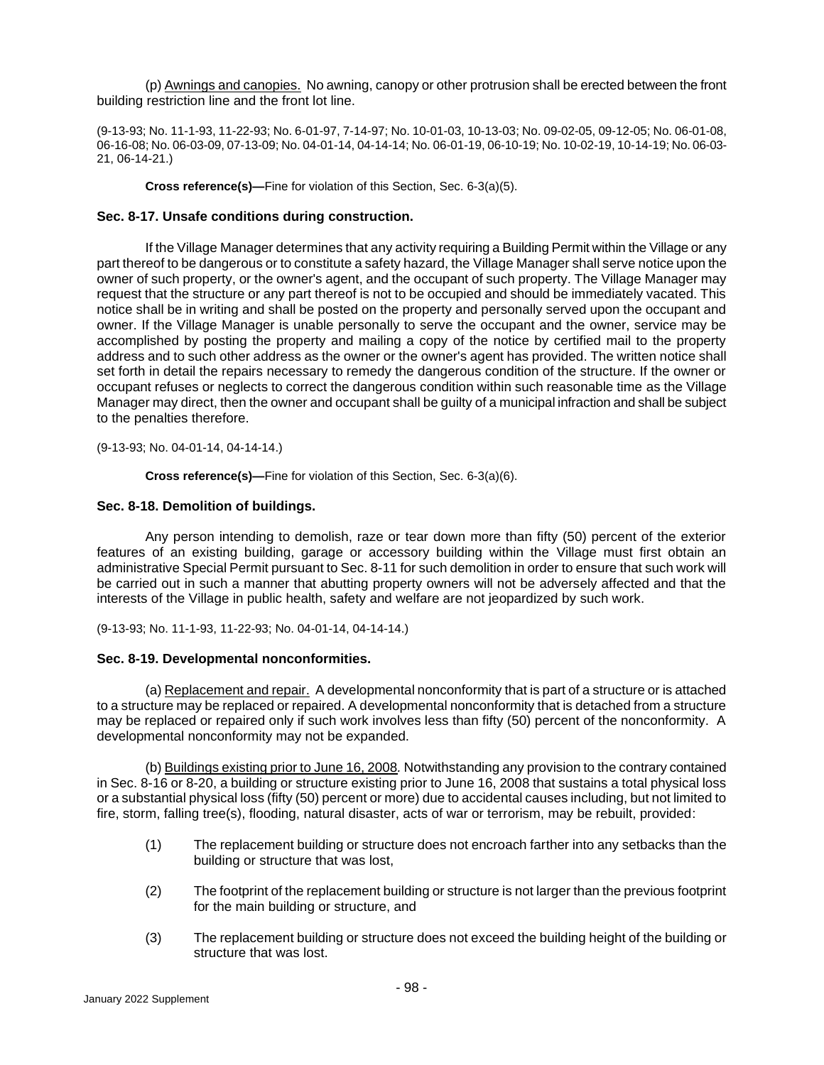(p) Awnings and canopies. No awning, canopy or other protrusion shall be erected between the front building restriction line and the front lot line.

(9-13-93; No. 11-1-93, 11-22-93; No. 6-01-97, 7-14-97; No. 10-01-03, 10-13-03; No. 09-02-05, 09-12-05; No. 06-01-08, 06-16-08; No. 06-03-09, 07-13-09; No. 04-01-14, 04-14-14; No. 06-01-19, 06-10-19; No. 10-02-19, 10-14-19; No. 06-03-21, 06-14-21.)

**Cross reference(s)—**Fine for violation of this Section, Sec. 6-3(a)(5).

### Sec. 8-17. Unsafe conditions during construction.

If the Village Manager determines that any activity requiring a Building Permit within the Village or any part thereof to be dangerous or to constitute a safety hazard, the Village Manager shall serve notice upon the owner of such property, or the owner's agent, and the occupant of such property. The Village Manager may request that the structure or any part thereof is not to be occupied and should be immediately vacated. This notice shall be in writing and shall be posted on the property and personally served upon the occupant and owner. If the Village Manager is unable personally to serve the occupant and the owner, service may be accomplished by posting the property and mailing a copy of the notice by certified mail to the property address and to such other address as the owner or the owner's agent has provided. The written notice shall set forth in detail the repairs necessary to remedy the dangerous condition of the structure. If the owner or occupant refuses or neglects to correct the dangerous condition within such reasonable time as the Village Manager may direct, then the owner and occupant shall be guilty of a municipal infraction and shall be subject to the penalties therefore.

(9-13-93; No. 04-01-14, 04-14-14.)

**Cross reference(s)—**Fine for violation of this Section, Sec. 6-3(a)(6).

### Sec. 8-18. Demolition of buildings.

Any person intending to demolish, raze or tear down more than fifty (50) percent of the exterior features of an existing building, garage or accessory building within the Village must first obtain an administrative Special Permit pursuant to Sec. 8-11 for such demolition in order to ensure that such work will be carried out in such a manner that abutting property owners will not be adversely affected and that the interests of the Village in public health, safety and welfare are not jeopardized by such work.

(9-13-93; No. 11-1-93, 11-22-93; No. 04-01-14, 04-14-14.)

### Sec. 8-19. Developmental nonconformities.

(a) Replacement and repair. A developmental nonconformity that is part of a structure or is attached to a structure may be replaced or repaired. A developmental nonconformity that is detached from a structure may be replaced or repaired only if such work involves less than fifty (50) percent of the nonconformity. A developmental nonconformity may not be expanded.

(b) Buildings existing prior to June 16, 2008. Notwithstanding any provision to the contrary contained in Sec. 8-16 or 8-20, a building or structure existing prior to June 16, 2008 that sustains a total physical loss or a substantial physical loss (fifty (50) percent or more) due to accidental causes including, but not limited to fire, storm, falling tree(s), flooding, natural disaster, acts of war or terrorism, may be rebuilt, provided:

(1) The replacement building or structure does not encroach farther into any setbacks than the building or structure that was lost,

(2) The footprint of the replacement building or structure is not larger than the previous footprint for the main building or structure, and

(3) The replacement building or structure does not exceed the building height of the building or structure that was lost.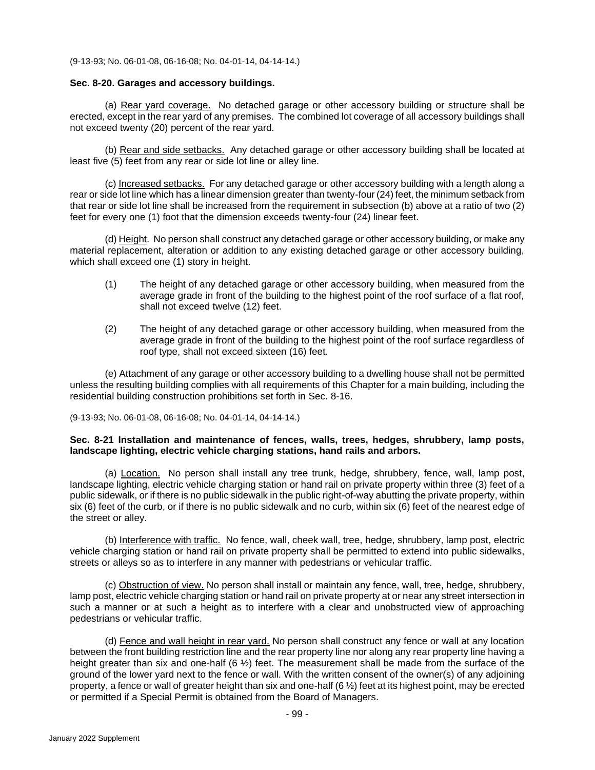(9-13-93; No. 06-01-08, 06-16-08; No. 04-01-14, 04-14-14.)

**Sec. 8-20. Garages and accessory buildings.**

(a) Rear yard coverage. No detached garage or other accessory building or structure shall be erected, except in the rear yard of any premises. The combined lot coverage of all accessory buildings shall not exceed twenty (20) percent of the rear yard.

(b) Rear and side setbacks. Any detached garage or other accessory building shall be located at least five (5) feet from any rear or side lot line or alley line.

(c) Increased setbacks. For any detached garage or other accessory building with a length along a rear or side lot line which has a linear dimension greater than twenty-four (24) feet, the minimum setback from that rear or side lot line shall be increased from the requirement in subsection (b) above at a ratio of two (2) feet for every one (1) foot that the dimension exceeds twenty-four (24) linear feet.

(d) Height. No person shall construct any detached garage or other accessory building, or make any material replacement, alteration or addition to any existing detached garage or other accessory building, which shall exceed one (1) story in height.

(1) The height of any detached garage or other accessory building, when measured from the average grade in front of the building to the highest point of the roof surface of a flat roof, shall not exceed twelve (12) feet.

(2) The height of any detached garage or other accessory building, when measured from the average grade in front of the building to the highest point of the roof surface regardless of roof type, shall not exceed sixteen (16) feet.

(e) Attachment of any garage or other accessory building to a dwelling house shall not be permitted unless the resulting building complies with all requirements of this Chapter for a main building, including the residential building construction prohibitions set forth in Sec. 8-16.

(9-13-93; No. 06-01-08, 06-16-08; No. 04-01-14, 04-14-14.)

**Sec. 8-21 Installation and maintenance of fences, walls, trees, hedges, shrubbery, lamp posts, landscape lighting, electric vehicle charging stations, hand rails and arbors.**

(a) Location. No person shall install any tree trunk, hedge, shrubbery, fence, wall, lamp post, landscape lighting, electric vehicle charging station or hand rail on private property within three (3) feet of a public sidewalk, or if there is no public sidewalk in the public right-of-way abutting the private property, within six (6) feet of the curb, or if there is no public sidewalk and no curb, within six (6) feet of the nearest edge of the street or alley.

(b) Interference with traffic. No fence, wall, cheek wall, tree, hedge, shrubbery, lamp post, electric vehicle charging station or hand rail on private property shall be permitted to extend into public sidewalks, streets or alleys so as to interfere in any manner with pedestrians or vehicular traffic.

(c) Obstruction of view. No person shall install or maintain any fence, wall, tree, hedge, shrubbery, lamp post, electric vehicle charging station or hand rail on private property at or near any street intersection in such a manner or at such a height as to interfere with a clear and unobstructed view of approaching pedestrians or vehicular traffic.

(d) Fence and wall height in rear yard. No person shall construct any fence or wall at any location between the front building restriction line and the rear property line nor along any rear property line having a height greater than six and one-half (6 ½) feet. The measurement shall be made from the surface of the ground of the lower yard next to the fence or wall. With the written consent of the owner(s) of any adjoining property, a fence or wall of greater height than six and one-half (6 ½) feet at its highest point, may be erected or permitted if a Special Permit is obtained from the Board of Managers.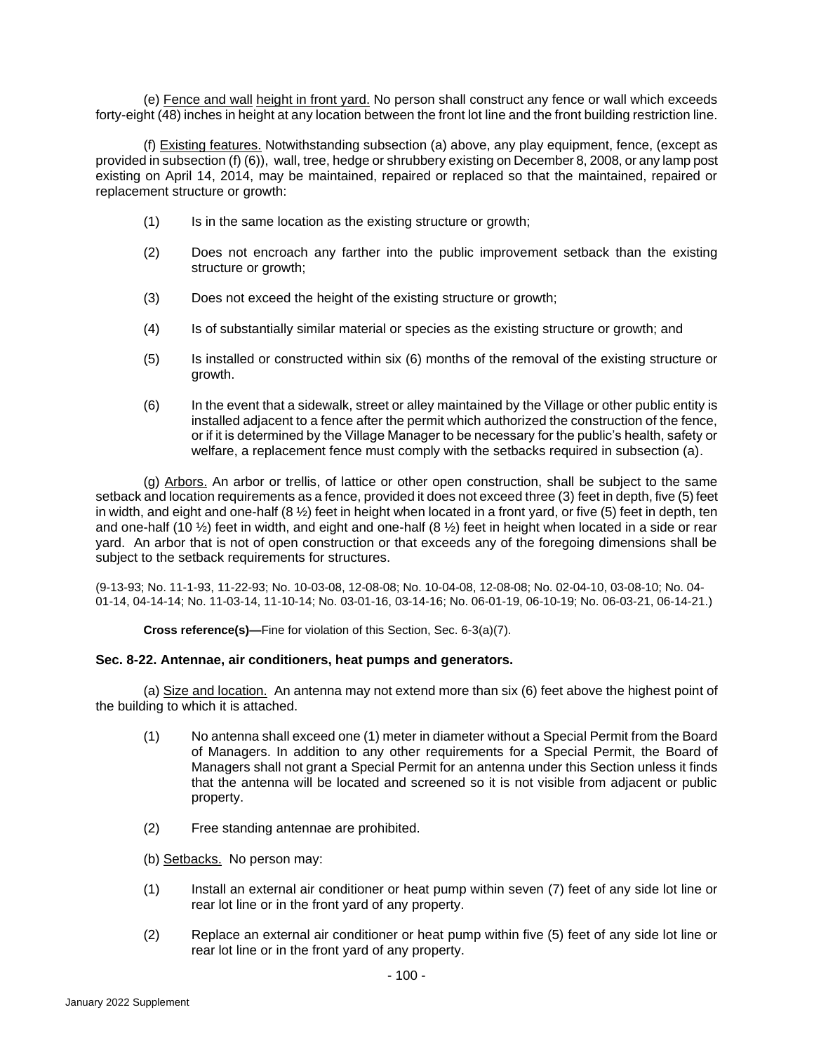(e) Fence and wall height in front yard. No person shall construct any fence or wall which exceeds forty-eight (48) inches in height at any location between the front lot line and the front building restriction line.

(f) Existing features. Notwithstanding subsection (a) above, any play equipment, fence, (except as provided in subsection (f) (6)), wall, tree, hedge or shrubbery existing on December 8, 2008, or any lamp post existing on April 14, 2014, may be maintained, repaired or replaced so that the maintained, repaired or replacement structure or growth:

(1) Is in the same location as the existing structure or growth;

(2) Does not encroach any farther into the public improvement setback than the existing structure or growth;

(3) Does not exceed the height of the existing structure or growth;

(4) Is of substantially similar material or species as the existing structure or growth; and

(5) Is installed or constructed within six (6) months of the removal of the existing structure or growth.

(6) In the event that a sidewalk, street or alley maintained by the Village or other public entity is installed adjacent to a fence after the permit which authorized the construction of the fence, or if it is determined by the Village Manager to be necessary for the public's health, safety or welfare, a replacement fence must comply with the setbacks required in subsection (a).

(g) Arbors. An arbor or trellis, of lattice or other open construction, shall be subject to the same setback and location requirements as a fence, provided it does not exceed three (3) feet in depth, five (5) feet in width, and eight and one-half (8 ½) feet in height when located in a front yard, or five (5) feet in depth, ten and one-half (10 ½) feet in width, and eight and one-half (8 ½) feet in height when located in a side or rear yard. An arbor that is not of open construction or that exceeds any of the foregoing dimensions shall be subject to the setback requirements for structures.

(9-13-93; No. 11-1-93, 11-22-93; No. 10-03-08, 12-08-08; No. 10-04-08, 12-08-08; No. 02-04-10, 03-08-10; No. 04-01-14, 04-14-14; No. 11-03-14, 11-10-14; No. 03-01-16, 03-14-16; No. 06-01-19, 06-10-19; No. 06-03-21, 06-14-21.)

**Cross reference(s)—**Fine for violation of this Section, Sec. 6-3(a)(7).

**Sec. 8-22. Antennae, air conditioners, heat pumps and generators.**

(a) Size and location. An antenna may not extend more than six (6) feet above the highest point of the building to which it is attached.

(1) No antenna shall exceed one (1) meter in diameter without a Special Permit from the Board of Managers. In addition to any other requirements for a Special Permit, the Board of Managers shall not grant a Special Permit for an antenna under this Section unless it finds that the antenna will be located and screened so it is not visible from adjacent or public property.

(2) Free standing antennae are prohibited.

(b) Setbacks. No person may:

(1) Install an external air conditioner or heat pump within seven (7) feet of any side lot line or rear lot line or in the front yard of any property.

(2) Replace an external air conditioner or heat pump within five (5) feet of any side lot line or rear lot line or in the front yard of any property.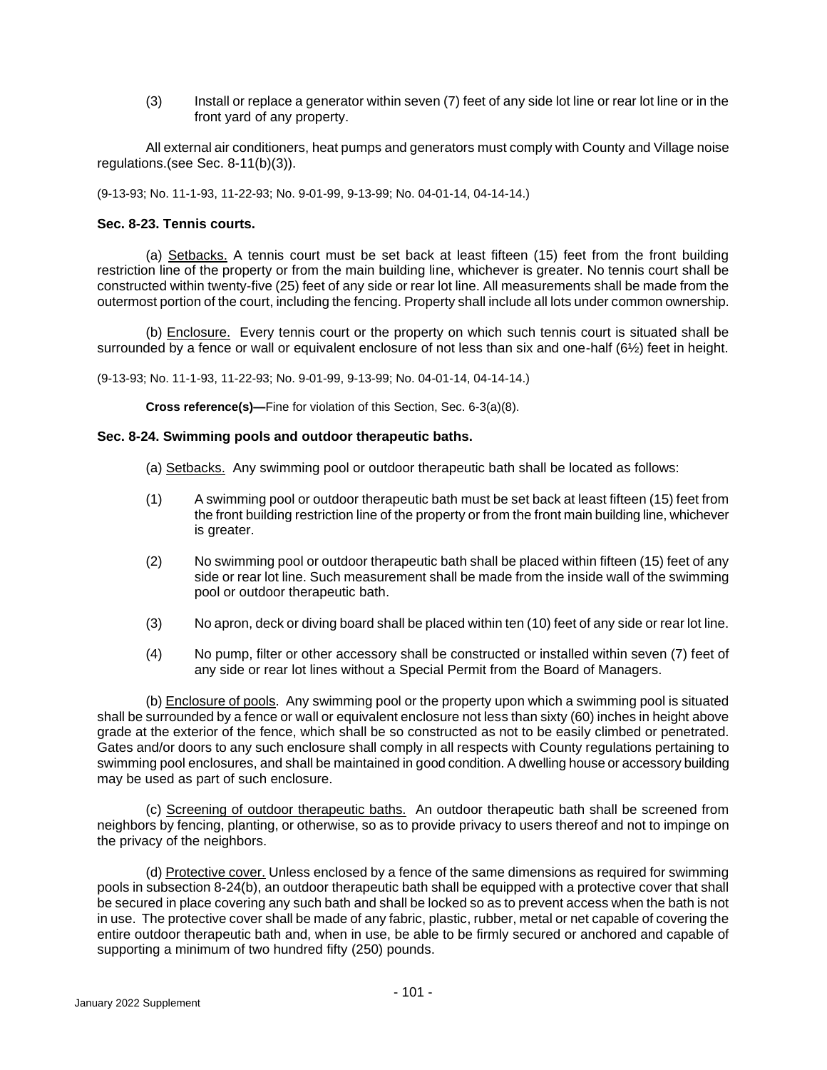(3) Install or replace a generator within seven (7) feet of any side lot line or rear lot line or in the front yard of any property.

All external air conditioners, heat pumps and generators must comply with County and Village noise regulations.(see Sec. 8-11(b)(3)).

(9-13-93; No. 11-1-93, 11-22-93; No. 9-01-99, 9-13-99; No. 04-01-14, 04-14-14.)

**Sec. 8-23. Tennis courts.**

(a) Setbacks. A tennis court must be set back at least fifteen (15) feet from the front building restriction line of the property or from the main building line, whichever is greater. No tennis court shall be constructed within twenty-five (25) feet of any side or rear lot line. All measurements shall be made from the outermost portion of the court, including the fencing. Property shall include all lots under common ownership.

(b) Enclosure. Every tennis court or the property on which such tennis court is situated shall be surrounded by a fence or wall or equivalent enclosure of not less than six and one-half (6½) feet in height.

(9-13-93; No. 11-1-93, 11-22-93; No. 9-01-99, 9-13-99; No. 04-01-14, 04-14-14.)

**Cross reference(s)—**Fine for violation of this Section, Sec. 6-3(a)(8).

**Sec. 8-24. Swimming pools and outdoor therapeutic baths.**

(a) Setbacks. Any swimming pool or outdoor therapeutic bath shall be located as follows:

(1) A swimming pool or outdoor therapeutic bath must be set back at least fifteen (15) feet from the front building restriction line of the property or from the front main building line, whichever is greater.

(2) No swimming pool or outdoor therapeutic bath shall be placed within fifteen (15) feet of any side or rear lot line. Such measurement shall be made from the inside wall of the swimming pool or outdoor therapeutic bath.

(3) No apron, deck or diving board shall be placed within ten (10) feet of any side or rear lot line.

(4) No pump, filter or other accessory shall be constructed or installed within seven (7) feet of any side or rear lot lines without a Special Permit from the Board of Managers.

(b) Enclosure of pools. Any swimming pool or the property upon which a swimming pool is situated shall be surrounded by a fence or wall or equivalent enclosure not less than sixty (60) inches in height above grade at the exterior of the fence, which shall be so constructed as not to be easily climbed or penetrated. Gates and/or doors to any such enclosure shall comply in all respects with County regulations pertaining to swimming pool enclosures, and shall be maintained in good condition. A dwelling house or accessory building may be used as part of such enclosure.

(c) Screening of outdoor therapeutic baths. An outdoor therapeutic bath shall be screened from neighbors by fencing, planting, or otherwise, so as to provide privacy to users thereof and not to impinge on the privacy of the neighbors.

(d) Protective cover. Unless enclosed by a fence of the same dimensions as required for swimming pools in subsection 8-24(b), an outdoor therapeutic bath shall be equipped with a protective cover that shall be secured in place covering any such bath and shall be locked so as to prevent access when the bath is not in use. The protective cover shall be made of any fabric, plastic, rubber, metal or net capable of covering the entire outdoor therapeutic bath and, when in use, be able to be firmly secured or anchored and capable of supporting a minimum of two hundred fifty (250) pounds.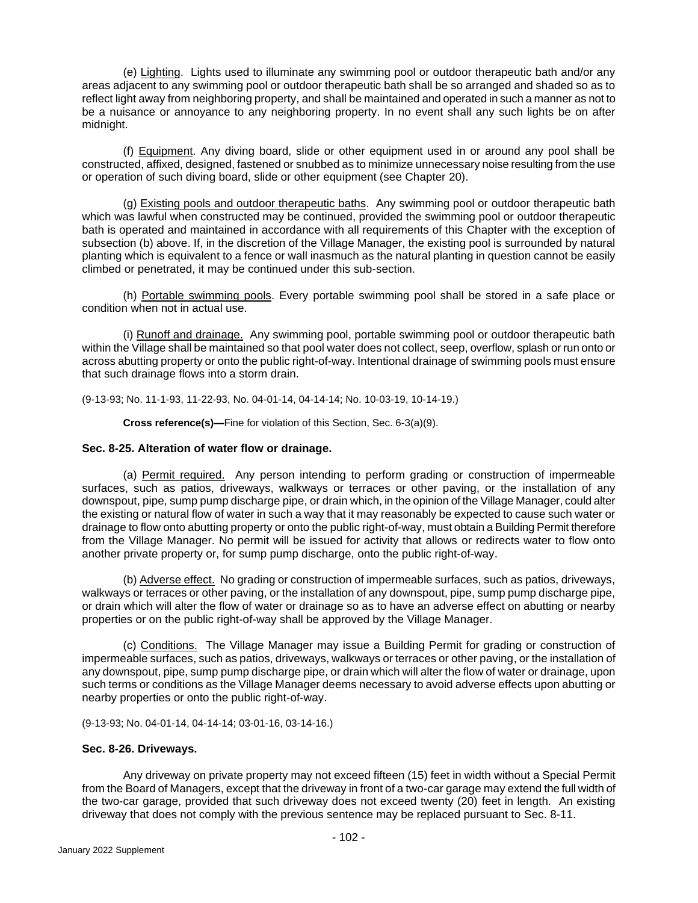(e) Lighting. Lights used to illuminate any swimming pool or outdoor therapeutic bath and/or any areas adjacent to any swimming pool or outdoor therapeutic bath shall be so arranged and shaded so as to reflect light away from neighboring property, and shall be maintained and operated in such a manner as not to be a nuisance or annoyance to any neighboring property. In no event shall any such lights be on after midnight.

(f) Equipment. Any diving board, slide or other equipment used in or around any pool shall be constructed, affixed, designed, fastened or snubbed as to minimize unnecessary noise resulting from the use or operation of such diving board, slide or other equipment (see Chapter 20).

(g) Existing pools and outdoor therapeutic baths. Any swimming pool or outdoor therapeutic bath which was lawful when constructed may be continued, provided the swimming pool or outdoor therapeutic bath is operated and maintained in accordance with all requirements of this Chapter with the exception of subsection (b) above. If, in the discretion of the Village Manager, the existing pool is surrounded by natural planting which is equivalent to a fence or wall inasmuch as the natural planting in question cannot be easily climbed or penetrated, it may be continued under this sub-section.

(h) Portable swimming pools. Every portable swimming pool shall be stored in a safe place or condition when not in actual use.

(i) Runoff and drainage. Any swimming pool, portable swimming pool or outdoor therapeutic bath within the Village shall be maintained so that pool water does not collect, seep, overflow, splash or run onto or across abutting property or onto the public right-of-way. Intentional drainage of swimming pools must ensure that such drainage flows into a storm drain.

(9-13-93; No. 11-1-93, 11-22-93, No. 04-01-14, 04-14-14; No. 10-03-19, 10-14-19.)

**Cross reference(s)—**Fine for violation of this Section, Sec. 6-3(a)(9).

### Sec. 8-25. Alteration of water flow or drainage.

(a) Permit required. Any person intending to perform grading or construction of impermeable surfaces, such as patios, driveways, walkways or terraces or other paving, or the installation of any downspout, pipe, sump pump discharge pipe, or drain which, in the opinion of the Village Manager, could alter the existing or natural flow of water in such a way that it may reasonably be expected to cause such water or drainage to flow onto abutting property or onto the public right-of-way, must obtain a Building Permit therefore from the Village Manager. No permit will be issued for activity that allows or redirects water to flow onto another private property or, for sump pump discharge, onto the public right-of-way.

(b) Adverse effect. No grading or construction of impermeable surfaces, such as patios, driveways, walkways or terraces or other paving, or the installation of any downspout, pipe, sump pump discharge pipe, or drain which will alter the flow of water or drainage so as to have an adverse effect on abutting or nearby properties or on the public right-of-way shall be approved by the Village Manager.

(c) Conditions. The Village Manager may issue a Building Permit for grading or construction of impermeable surfaces, such as patios, driveways, walkways or terraces or other paving, or the installation of any downspout, pipe, sump pump discharge pipe, or drain which will alter the flow of water or drainage, upon such terms or conditions as the Village Manager deems necessary to avoid adverse effects upon abutting or nearby properties or onto the public right-of-way.

(9-13-93; No. 04-01-14, 04-14-14; 03-01-16, 03-14-16.)

### Sec. 8-26. Driveways.

Any driveway on private property may not exceed fifteen (15) feet in width without a Special Permit from the Board of Managers, except that the driveway in front of a two-car garage may extend the full width of the two-car garage, provided that such driveway does not exceed twenty (20) feet in length. An existing driveway that does not comply with the previous sentence may be replaced pursuant to Sec. 8-11.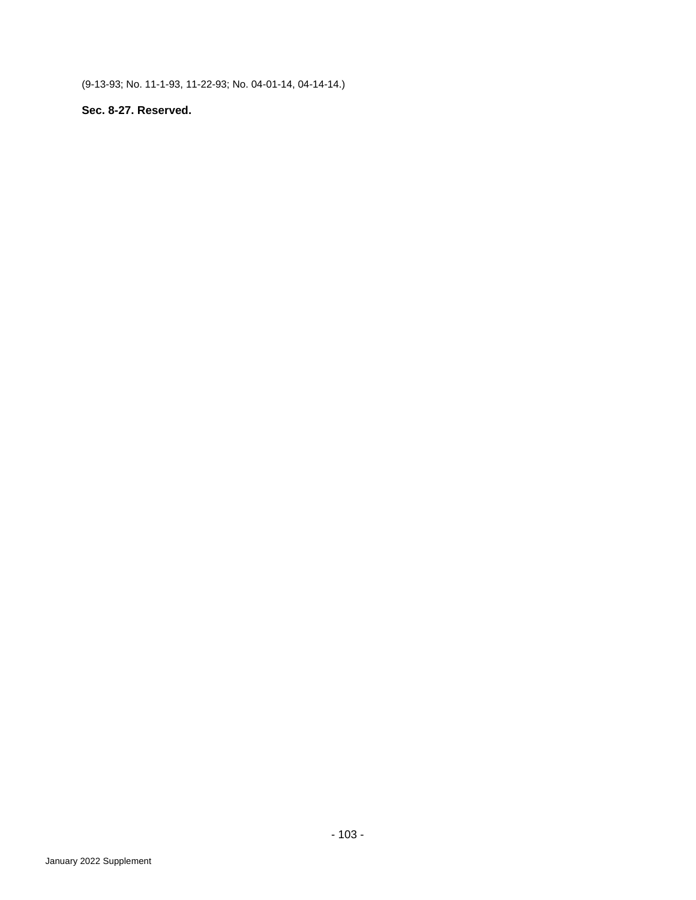(9-13-93; No. 11-1-93, 11-22-93; No. 04-01-14, 04-14-14.)

**Sec. 8-27. Reserved.**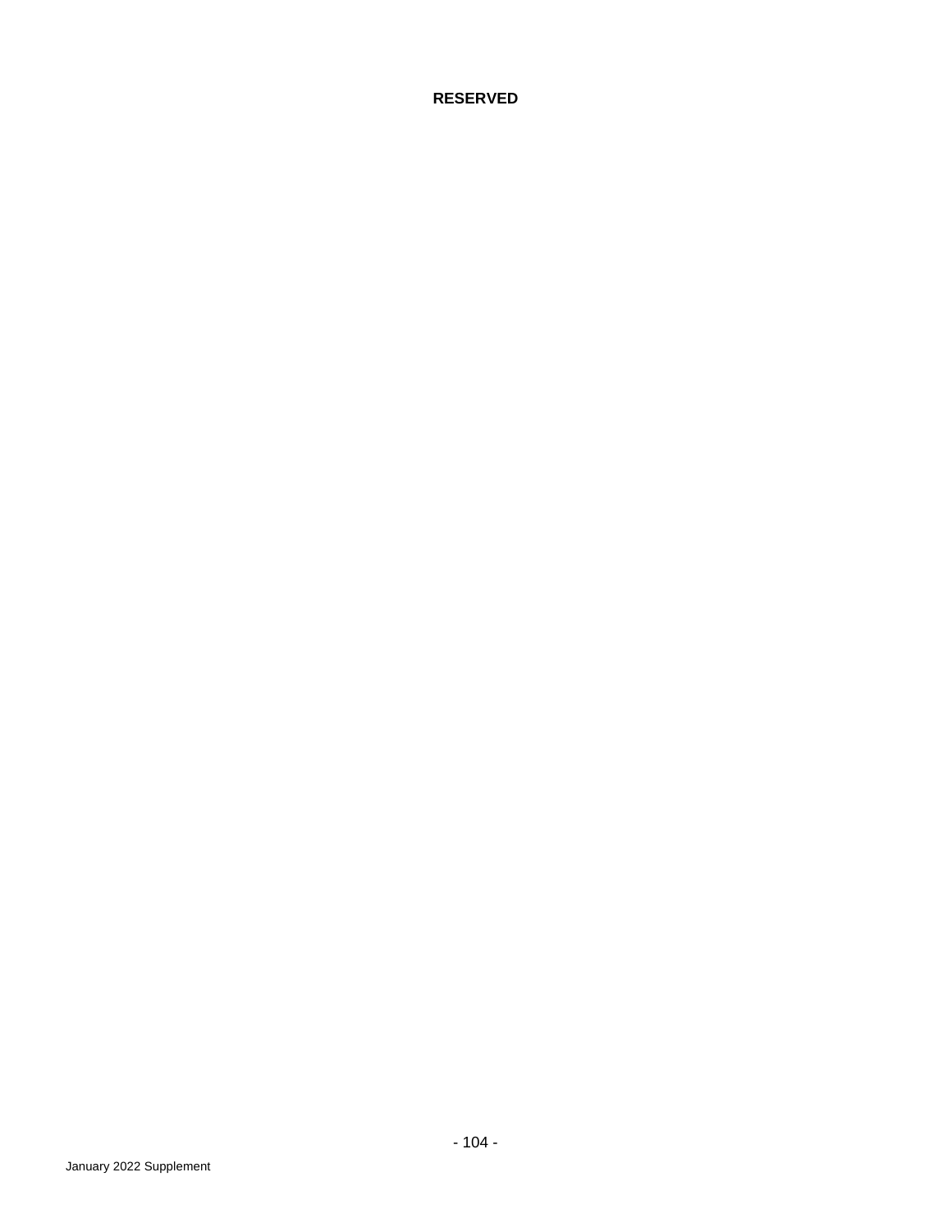**RESERVED**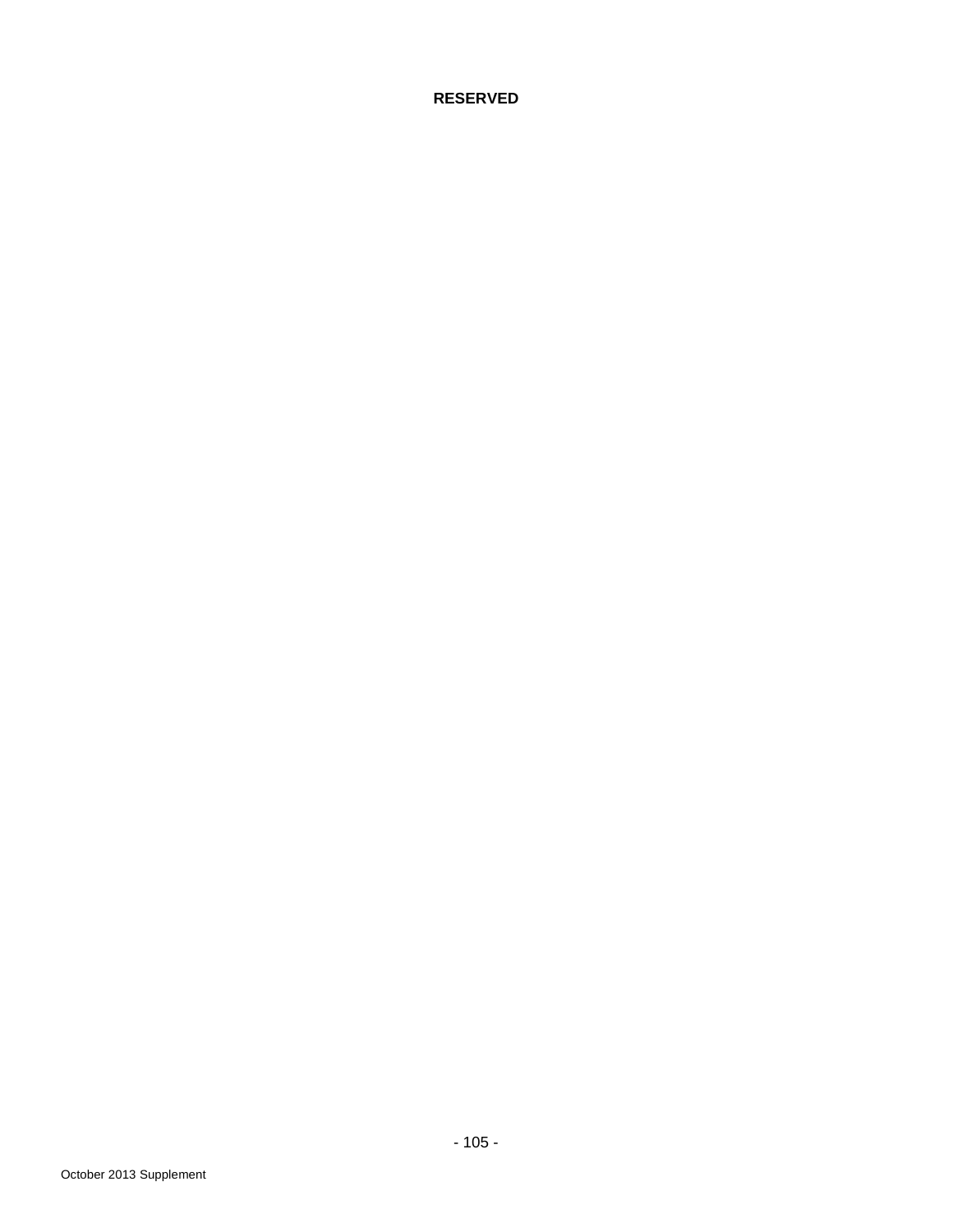**RESERVED**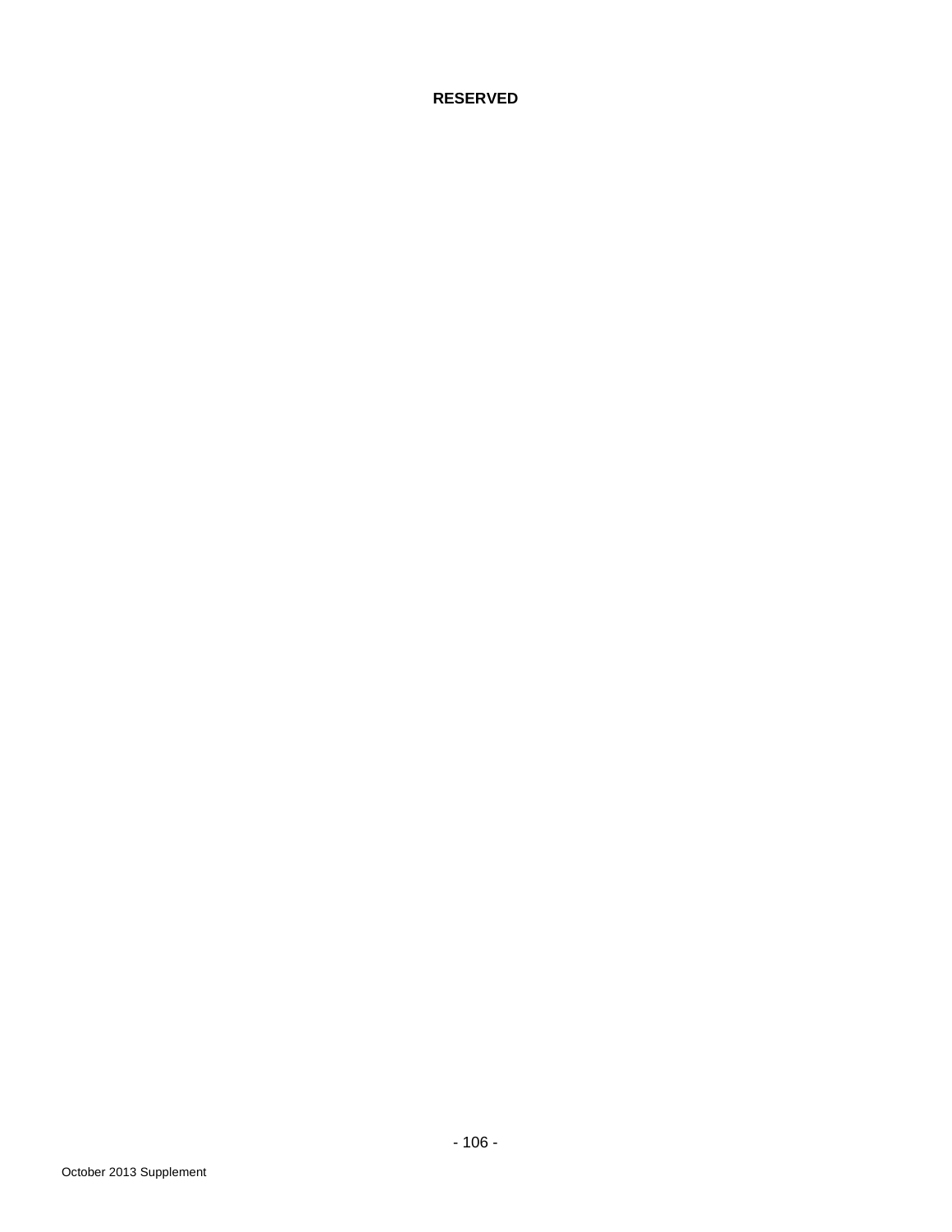**RESERVED**